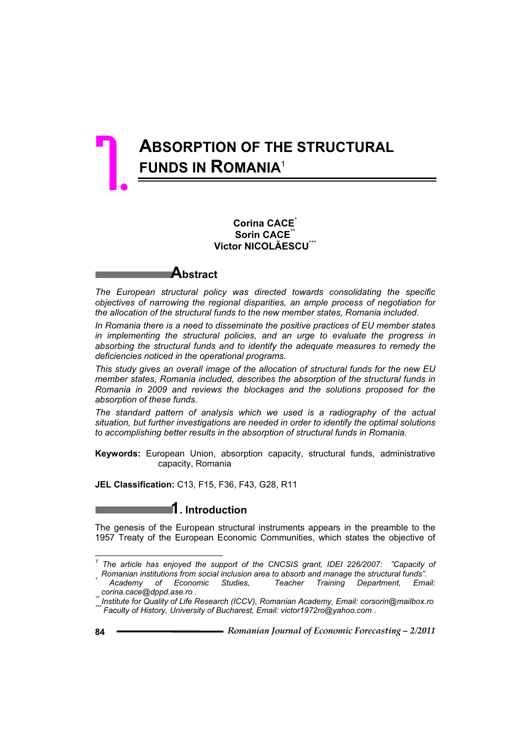# 1. ABSORPTION OF THE STRUCTURAL FUNDS IN ROMANIA[1]

**Corina CACE**[*]
**Sorin CACE**[**]
**Victor NICOLĂESCU**[***]

## Abstract

*The European structural policy was directed towards consolidating the specific objectives of narrowing the regional disparities, an ample process of negotiation for the allocation of the structural funds to the new member states, Romania included.*

*In Romania there is a need to disseminate the positive practices of EU member states in implementing the structural policies, and an urge to evaluate the progress in absorbing the structural funds and to identify the adequate measures to remedy the deficiencies noticed in the operational programs.*

*This study gives an overall image of the allocation of structural funds for the new EU member states, Romania included, describes the absorption of the structural funds in Romania in 2009 and reviews the blockages and the solutions proposed for the absorption of these funds.*

*The standard pattern of analysis which we used is a radiography of the actual situation, but further investigations are needed in order to identify the optimal solutions to accomplishing better results in the absorption of structural funds in Romania.*

**Keywords:** European Union, absorption capacity, structural funds, administrative capacity, Romania

**JEL Classification:** C13, F15, F36, F43, G28, R11

## 1. Introduction

The genesis of the European structural instruments appears in the preamble to the 1957 Treaty of the European Economic Communities, which states the objective of

---

[1] *The article has enjoyed the support of the CNCSIS grant, IDEI 226/2007: "Capacity of Romanian institutions from social inclusion area to absorb and manage the structural funds".*

[*] *Academy of Economic Studies, Teacher Training Department, Email: corina.cace@dppd.ase.ro .*

[**] *Institute for Quality of Life Research (ICCV), Romanian Academy, Email: corsorin@mailbox.ro*

[***] *Faculty of History, University of Bucharest, Email: victor1972ro@yahoo.com .*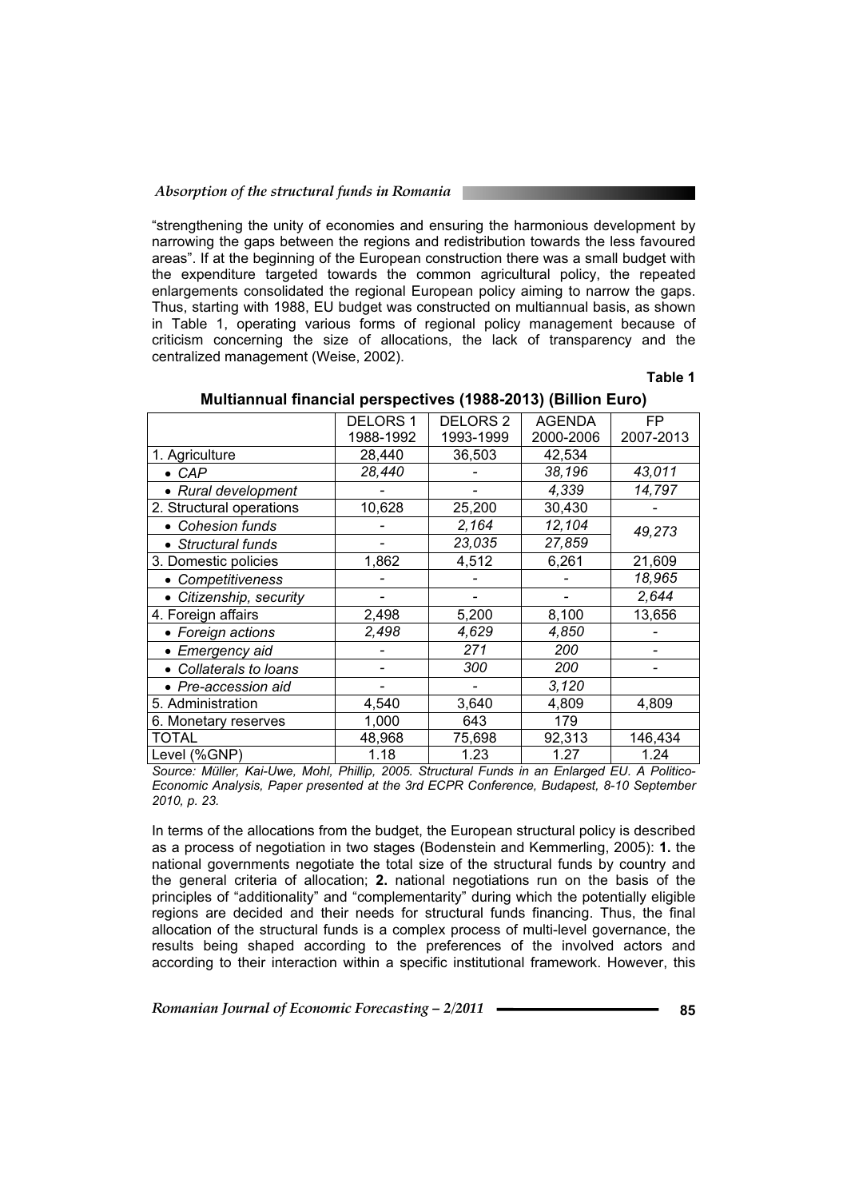"strengthening the unity of economies and ensuring the harmonious development by narrowing the gaps between the regions and redistribution towards the less favoured areas". If at the beginning of the European construction there was a small budget with the expenditure targeted towards the common agricultural policy, the repeated enlargements consolidated the regional European policy aiming to narrow the gaps. Thus, starting with 1988, EU budget was constructed on multiannual basis, as shown in Table 1, operating various forms of regional policy management because of criticism concerning the size of allocations, the lack of transparency and the centralized management (Weise, 2002).

**Table 1**

**Multiannual financial perspectives (1988-2013) (Billion Euro)**

| | DELORS 1 1988-1992 | DELORS 2 1993-1999 | AGENDA 2000-2006 | FP 2007-2013 |
|---|---|---|---|---|
| 1. Agriculture | 28,440 | 36,503 | 42,534 | |
| • *CAP* | *28,440* | - | *38,196* | *43,011* |
| • *Rural development* | - | - | *4,339* | *14,797* |
| 2. Structural operations | 10,628 | 25,200 | 30,430 | - |
| • *Cohesion funds* | - | *2,164* | *12,104* | *49,273* |
| • *Structural funds* | - | *23,035* | *27,859* | |
| 3. Domestic policies | 1,862 | 4,512 | 6,261 | 21,609 |
| • *Competitiveness* | - | - | - | *18,965* |
| • *Citizenship, security* | - | - | - | *2,644* |
| 4. Foreign affairs | 2,498 | 5,200 | 8,100 | 13,656 |
| • *Foreign actions* | *2,498* | *4,629* | *4,850* | - |
| • *Emergency aid* | - | *271* | *200* | - |
| • *Collaterals to loans* | - | *300* | *200* | - |
| • *Pre-accession aid* | - | - | *3,120* | |
| 5. Administration | 4,540 | 3,640 | 4,809 | 4,809 |
| 6. Monetary reserves | 1,000 | 643 | 179 | |
| TOTAL | 48,968 | 75,698 | 92,313 | 146,434 |
| Level (%GNP) | 1.18 | 1.23 | 1.27 | 1.24 |

*Source: Müller, Kai-Uwe, Mohl, Phillip, 2005. Structural Funds in an Enlarged EU. A Politico-Economic Analysis, Paper presented at the 3rd ECPR Conference, Budapest, 8-10 September 2010, p. 23.*

In terms of the allocations from the budget, the European structural policy is described as a process of negotiation in two stages (Bodenstein and Kemmerling, 2005): **1.** the national governments negotiate the total size of the structural funds by country and the general criteria of allocation; **2.** national negotiations run on the basis of the principles of "additionality" and "complementarity" during which the potentially eligible regions are decided and their needs for structural funds financing. Thus, the final allocation of the structural funds is a complex process of multi-level governance, the results being shaped according to the preferences of the involved actors and according to their interaction within a specific institutional framework. However, this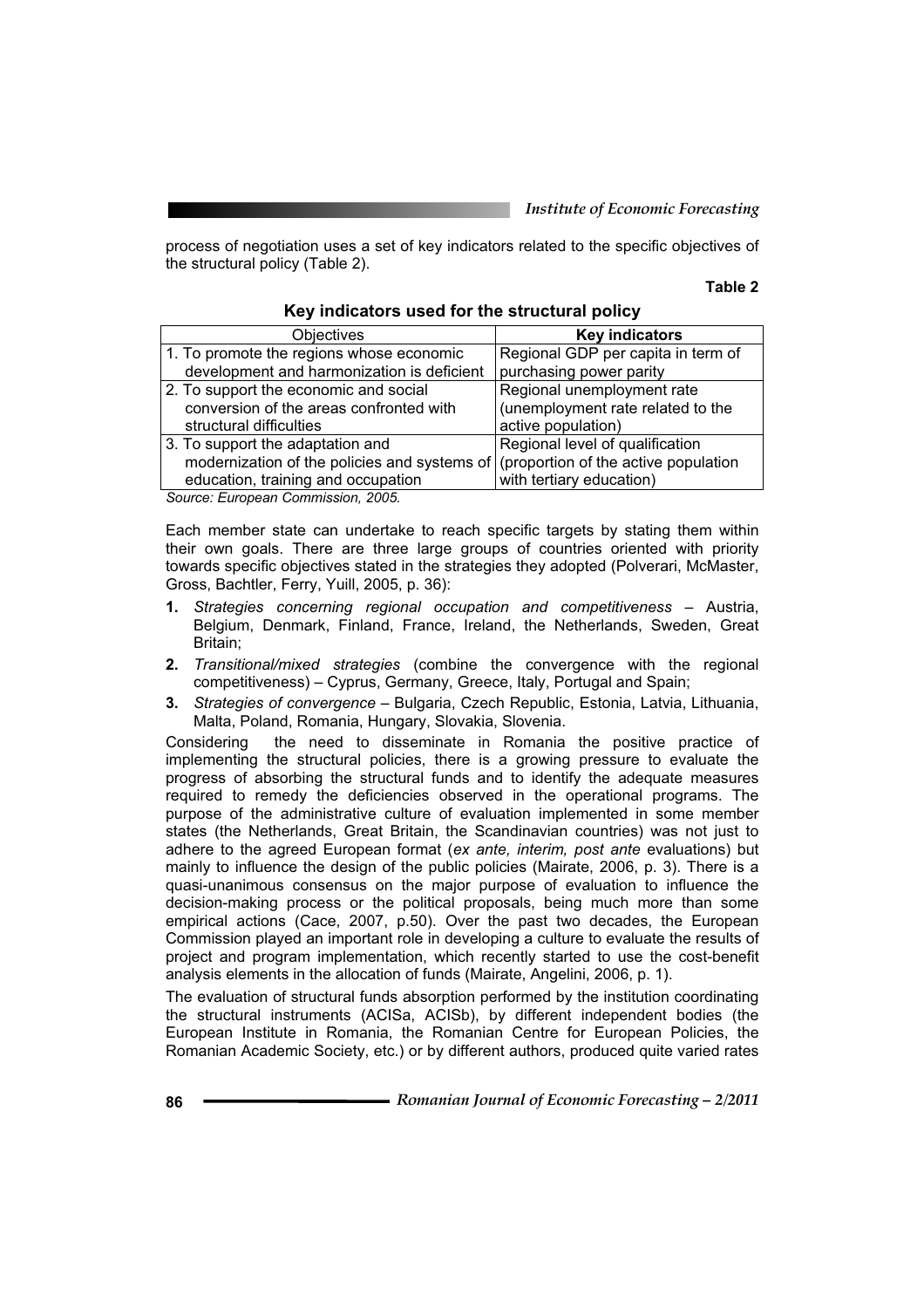process of negotiation uses a set of key indicators related to the specific objectives of the structural policy (Table 2).

**Table 2**

**Key indicators used for the structural policy**

| Objectives | **Key indicators** |
|---|---|
| 1. To promote the regions whose economic development and harmonization is deficient | Regional GDP per capita in term of purchasing power parity |
| 2. To support the economic and social conversion of the areas confronted with structural difficulties | Regional unemployment rate (unemployment rate related to the active population) |
| 3. To support the adaptation and modernization of the policies and systems of education, training and occupation | Regional level of qualification (proportion of the active population with tertiary education) |

*Source: European Commission, 2005.*

Each member state can undertake to reach specific targets by stating them within their own goals. There are three large groups of countries oriented with priority towards specific objectives stated in the strategies they adopted (Polverari, McMaster, Gross, Bachtler, Ferry, Yuill, 2005, p. 36):

1. *Strategies concerning regional occupation and competitiveness* – Austria, Belgium, Denmark, Finland, France, Ireland, the Netherlands, Sweden, Great Britain;
2. *Transitional/mixed strategies* (combine the convergence with the regional competitiveness) – Cyprus, Germany, Greece, Italy, Portugal and Spain;
3. *Strategies of convergence* – Bulgaria, Czech Republic, Estonia, Latvia, Lithuania, Malta, Poland, Romania, Hungary, Slovakia, Slovenia.

Considering the need to disseminate in Romania the positive practice of implementing the structural policies, there is a growing pressure to evaluate the progress of absorbing the structural funds and to identify the adequate measures required to remedy the deficiencies observed in the operational programs. The purpose of the administrative culture of evaluation implemented in some member states (the Netherlands, Great Britain, the Scandinavian countries) was not just to adhere to the agreed European format (*ex ante, interim, post ante* evaluations) but mainly to influence the design of the public policies (Mairate, 2006, p. 3). There is a quasi-unanimous consensus on the major purpose of evaluation to influence the decision-making process or the political proposals, being much more than some empirical actions (Cace, 2007, p.50). Over the past two decades, the European Commission played an important role in developing a culture to evaluate the results of project and program implementation, which recently started to use the cost-benefit analysis elements in the allocation of funds (Mairate, Angelini, 2006, p. 1).

The evaluation of structural funds absorption performed by the institution coordinating the structural instruments (ACISa, ACISb), by different independent bodies (the European Institute in Romania, the Romanian Centre for European Policies, the Romanian Academic Society, etc.) or by different authors, produced quite varied rates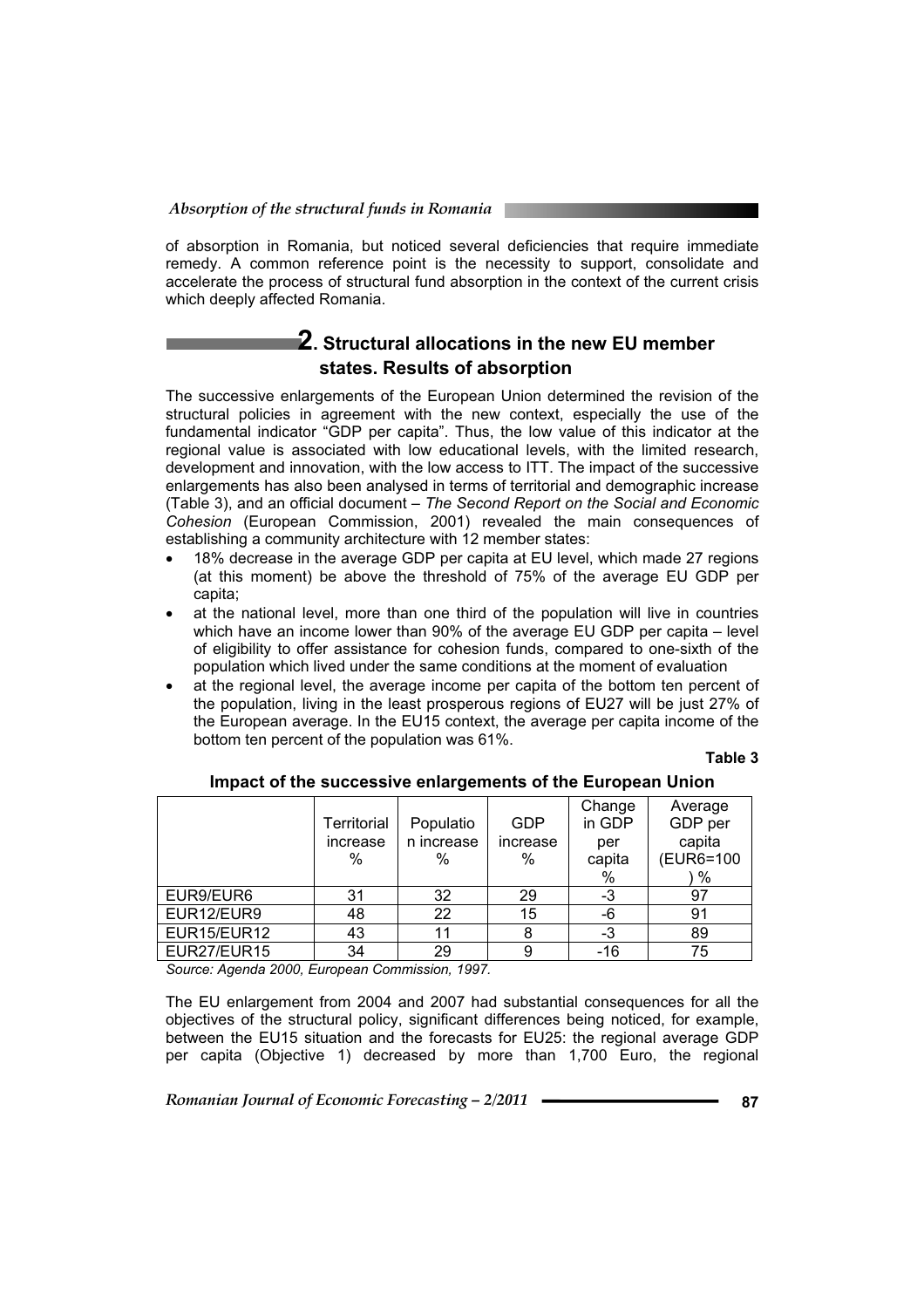of absorption in Romania, but noticed several deficiencies that require immediate remedy. A common reference point is the necessity to support, consolidate and accelerate the process of structural fund absorption in the context of the current crisis which deeply affected Romania.

## 2. Structural allocations in the new EU member states. Results of absorption

The successive enlargements of the European Union determined the revision of the structural policies in agreement with the new context, especially the use of the fundamental indicator "GDP per capita". Thus, the low value of this indicator at the regional value is associated with low educational levels, with the limited research, development and innovation, with the low access to ITT. The impact of the successive enlargements has also been analysed in terms of territorial and demographic increase (Table 3), and an official document – *The Second Report on the Social and Economic Cohesion* (European Commission, 2001) revealed the main consequences of establishing a community architecture with 12 member states:

- 18% decrease in the average GDP per capita at EU level, which made 27 regions (at this moment) be above the threshold of 75% of the average EU GDP per capita;
- at the national level, more than one third of the population will live in countries which have an income lower than 90% of the average EU GDP per capita – level of eligibility to offer assistance for cohesion funds, compared to one-sixth of the population which lived under the same conditions at the moment of evaluation
- at the regional level, the average income per capita of the bottom ten percent of the population, living in the least prosperous regions of EU27 will be just 27% of the European average. In the EU15 context, the average per capita income of the bottom ten percent of the population was 61%.

**Table 3**

**Impact of the successive enlargements of the European Union**

| | Territorial increase % | Population increase % | GDP increase % | Change in GDP per capita % | Average GDP per capita (EUR6=100) % |
|---|---|---|---|---|---|
| EUR9/EUR6 | 31 | 32 | 29 | -3 | 97 |
| EUR12/EUR9 | 48 | 22 | 15 | -6 | 91 |
| EUR15/EUR12 | 43 | 11 | 8 | -3 | 89 |
| EUR27/EUR15 | 34 | 29 | 9 | -16 | 75 |

*Source: Agenda 2000, European Commission, 1997.*

The EU enlargement from 2004 and 2007 had substantial consequences for all the objectives of the structural policy, significant differences being noticed, for example, between the EU15 situation and the forecasts for EU25: the regional average GDP per capita (Objective 1) decreased by more than 1,700 Euro, the regional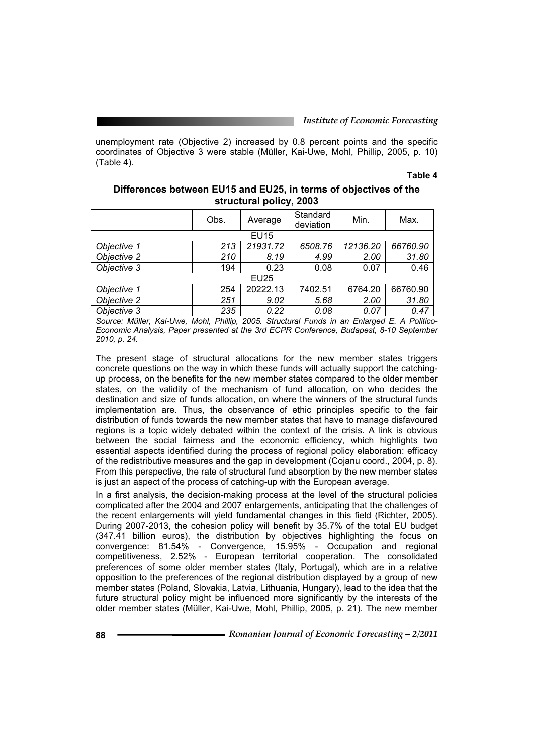unemployment rate (Objective 2) increased by 0.8 percent points and the specific coordinates of Objective 3 were stable (Müller, Kai-Uwe, Mohl, Phillip, 2005, p. 10) (Table 4).

**Table 4**

**Differences between EU15 and EU25, in terms of objectives of the structural policy, 2003**

| | Obs. | Average | Standard deviation | Min. | Max. |
|---|---|---|---|---|---|
| EU15 | | | | | |
| *Objective 1* | *213* | *21931.72* | *6508.76* | *12136.20* | *66760.90* |
| *Objective 2* | *210* | *8.19* | *4.99* | *2.00* | *31.80* |
| *Objective 3* | 194 | 0.23 | 0.08 | 0.07 | 0.46 |
| EU25 | | | | | |
| *Objective 1* | 254 | 20222.13 | 7402.51 | 6764.20 | 66760.90 |
| *Objective 2* | *251* | *9.02* | *5.68* | *2.00* | *31.80* |
| *Objective 3* | *235* | *0.22* | *0.08* | *0.07* | *0.47* |

*Source: Müller, Kai-Uwe, Mohl, Phillip, 2005. Structural Funds in an Enlarged E. A Politico-Economic Analysis, Paper presented at the 3rd ECPR Conference, Budapest, 8-10 September 2010, p. 24.*

The present stage of structural allocations for the new member states triggers concrete questions on the way in which these funds will actually support the catching-up process, on the benefits for the new member states compared to the older member states, on the validity of the mechanism of fund allocation, on who decides the destination and size of funds allocation, on where the winners of the structural funds implementation are. Thus, the observance of ethic principles specific to the fair distribution of funds towards the new member states that have to manage disfavoured regions is a topic widely debated within the context of the crisis. A link is obvious between the social fairness and the economic efficiency, which highlights two essential aspects identified during the process of regional policy elaboration: efficacy of the redistributive measures and the gap in development (Cojanu coord., 2004, p. 8). From this perspective, the rate of structural fund absorption by the new member states is just an aspect of the process of catching-up with the European average.

In a first analysis, the decision-making process at the level of the structural policies complicated after the 2004 and 2007 enlargements, anticipating that the challenges of the recent enlargements will yield fundamental changes in this field (Richter, 2005). During 2007-2013, the cohesion policy will benefit by 35.7% of the total EU budget (347.41 billion euros), the distribution by objectives highlighting the focus on convergence: 81.54% - Convergence, 15.95% - Occupation and regional competitiveness, 2.52% - European territorial cooperation. The consolidated preferences of some older member states (Italy, Portugal), which are in a relative opposition to the preferences of the regional distribution displayed by a group of new member states (Poland, Slovakia, Latvia, Lithuania, Hungary), lead to the idea that the future structural policy might be influenced more significantly by the interests of the older member states (Müller, Kai-Uwe, Mohl, Phillip, 2005, p. 21). The new member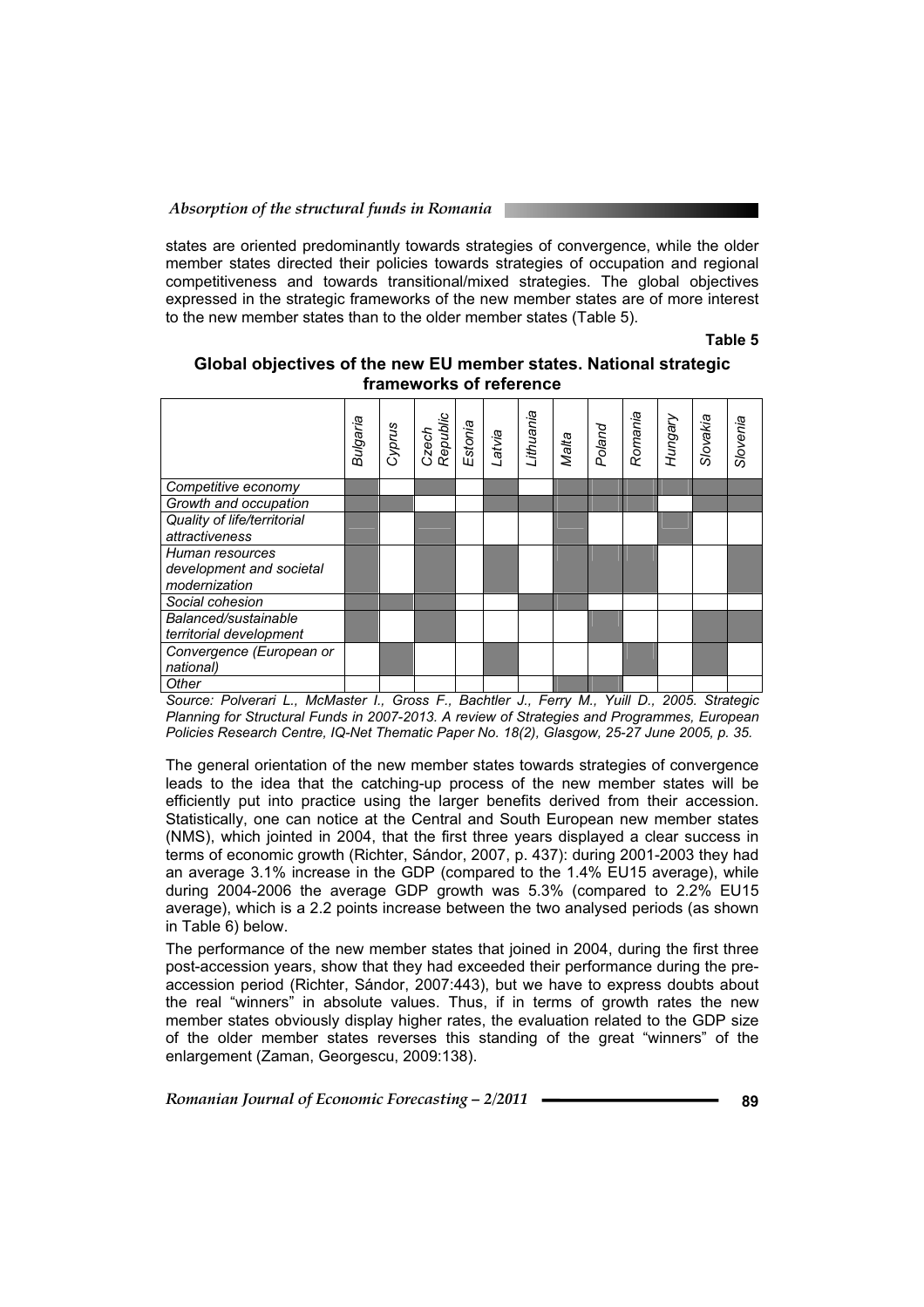states are oriented predominantly towards strategies of convergence, while the older member states directed their policies towards strategies of occupation and regional competitiveness and towards transitional/mixed strategies. The global objectives expressed in the strategic frameworks of the new member states are of more interest to the new member states than to the older member states (Table 5).

**Table 5**

**Global objectives of the new EU member states. National strategic frameworks of reference**

| | *Bulgaria* | *Cyprus* | *Czech Republic* | *Estonia* | *Latvia* | *Lithuania* | *Malta* | *Poland* | *Romania* | *Hungary* | *Slovakia* | *Slovenia* |
|---|---|---|---|---|---|---|---|---|---|---|---|---|
| *Competitive economy* | X | | X | | X | | X | X | X | X | X | X |
| *Growth and occupation* | X | X | | | X | X | X | X | X | | X | X |
| *Quality of life/territorial attractiveness* | X | | X | | | | X | | | X | | |
| *Human resources development and societal modernization* | X | | X | | X | | X | X | X | | | X |
| *Social cohesion* | X | X | X | | | X | X | | | | | |
| *Balanced/sustainable territorial development* | X | | X | | | | | X | | | X | X |
| *Convergence (European or national)* | | X | | | X | | | | X | | X | |
| *Other* | | | | | | | X | X | | | | |

*Source: Polverari L., McMaster I., Gross F., Bachtler J., Ferry M., Yuill D., 2005. Strategic Planning for Structural Funds in 2007-2013. A review of Strategies and Programmes, European Policies Research Centre, IQ-Net Thematic Paper No. 18(2), Glasgow, 25-27 June 2005, p. 35.*

The general orientation of the new member states towards strategies of convergence leads to the idea that the catching-up process of the new member states will be efficiently put into practice using the larger benefits derived from their accession. Statistically, one can notice at the Central and South European new member states (NMS), which jointed in 2004, that the first three years displayed a clear success in terms of economic growth (Richter, Sándor, 2007, p. 437): during 2001-2003 they had an average 3.1% increase in the GDP (compared to the 1.4% EU15 average), while during 2004-2006 the average GDP growth was 5.3% (compared to 2.2% EU15 average), which is a 2.2 points increase between the two analysed periods (as shown in Table 6) below.

The performance of the new member states that joined in 2004, during the first three post-accession years, show that they had exceeded their performance during the pre-accession period (Richter, Sándor, 2007:443), but we have to express doubts about the real "winners" in absolute values. Thus, if in terms of growth rates the new member states obviously display higher rates, the evaluation related to the GDP size of the older member states reverses this standing of the great "winners" of the enlargement (Zaman, Georgescu, 2009:138).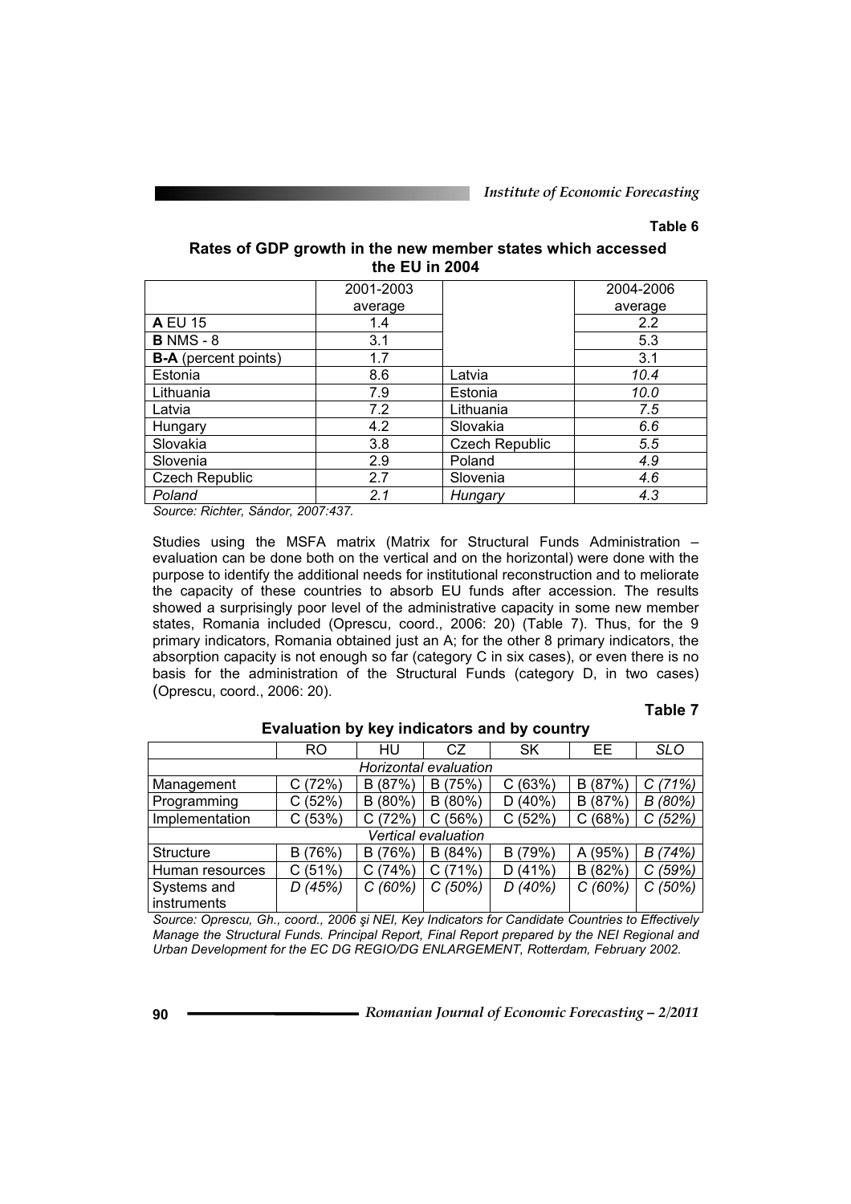**Table 6**

**Rates of GDP growth in the new member states which accessed the EU in 2004**

| | 2001-2003 average | | 2004-2006 average |
|---|---|---|---|
| **A** EU 15 | 1.4 | | 2.2 |
| **B** NMS - 8 | 3.1 | | 5.3 |
| **B-A** (percent points) | 1.7 | | 3.1 |
| Estonia | 8.6 | Latvia | *10.4* |
| Lithuania | 7.9 | Estonia | *10.0* |
| Latvia | 7.2 | Lithuania | *7.5* |
| Hungary | 4.2 | Slovakia | *6.6* |
| Slovakia | 3.8 | Czech Republic | *5.5* |
| Slovenia | 2.9 | Poland | *4.9* |
| Czech Republic | 2.7 | Slovenia | *4.6* |
| *Poland* | *2.1* | *Hungary* | *4.3* |

*Source: Richter, Sándor, 2007:437.*

Studies using the MSFA matrix (Matrix for Structural Funds Administration – evaluation can be done both on the vertical and on the horizontal) were done with the purpose to identify the additional needs for institutional reconstruction and to meliorate the capacity of these countries to absorb EU funds after accession. The results showed a surprisingly poor level of the administrative capacity in some new member states, Romania included (Oprescu, coord., 2006: 20) (Table 7). Thus, for the 9 primary indicators, Romania obtained just an A; for the other 8 primary indicators, the absorption capacity is not enough so far (category C in six cases), or even there is no basis for the administration of the Structural Funds (category D, in two cases) (Oprescu, coord., 2006: 20).

**Table 7**

**Evaluation by key indicators and by country**

| | RO | HU | CZ | SK | EE | *SLO* |
|---|---|---|---|---|---|---|
| *Horizontal evaluation* | | | | | | |
| Management | C (72%) | B (87%) | B (75%) | C (63%) | B (87%) | *C (71%)* |
| Programming | C (52%) | B (80%) | B (80%) | D (40%) | B (87%) | *B (80%)* |
| Implementation | C (53%) | C (72%) | C (56%) | C (52%) | C (68%) | *C (52%)* |
| *Vertical evaluation* | | | | | | |
| Structure | B (76%) | B (76%) | B (84%) | B (79%) | A (95%) | *B (74%)* |
| Human resources | C (51%) | C (74%) | C (71%) | D (41%) | B (82%) | *C (59%)* |
| Systems and instruments | *D (45%)* | *C (60%)* | *C (50%)* | *D (40%)* | *C (60%)* | *C (50%)* |

*Source: Oprescu, Gh., coord., 2006 şi NEI, Key Indicators for Candidate Countries to Effectively Manage the Structural Funds. Principal Report, Final Report prepared by the NEI Regional and Urban Development for the EC DG REGIO/DG ENLARGEMENT, Rotterdam, February 2002.*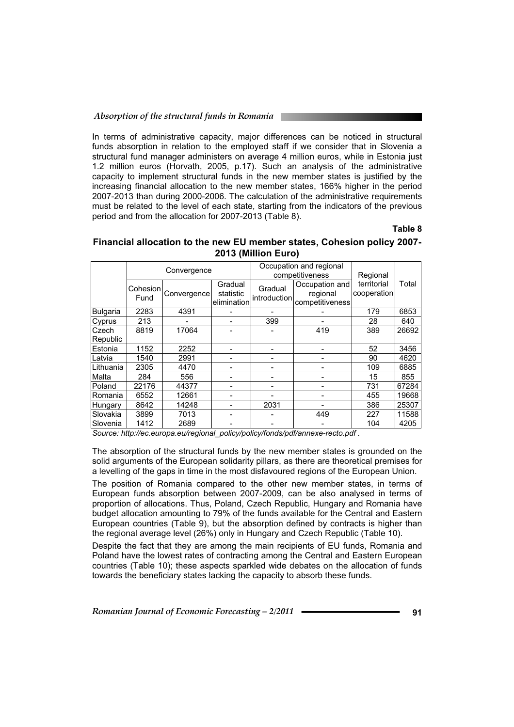In terms of administrative capacity, major differences can be noticed in structural funds absorption in relation to the employed staff if we consider that in Slovenia a structural fund manager administers on average 4 million euros, while in Estonia just 1.2 million euros (Horvath, 2005, p.17). Such an analysis of the administrative capacity to implement structural funds in the new member states is justified by the increasing financial allocation to the new member states, 166% higher in the period 2007-2013 than during 2000-2006. The calculation of the administrative requirements must be related to the level of each state, starting from the indicators of the previous period and from the allocation for 2007-2013 (Table 8).

**Table 8**

**Financial allocation to the new EU member states, Cohesion policy 2007-2013 (Million Euro)**

| | Convergence | | | Occupation and regional competitiveness | | Regional territorial cooperation | Total |
|---|---|---|---|---|---|---|---|
| | Cohesion Fund | Convergence | Gradual statistic elimination | Gradual introduction | Occupation and regional competitiveness | | |
| Bulgaria | 2283 | 4391 | - | - | - | 179 | 6853 |
| Cyprus | 213 | - | - | 399 | - | 28 | 640 |
| Czech Republic | 8819 | 17064 | - | - | 419 | 389 | 26692 |
| Estonia | 1152 | 2252 | - | - | - | 52 | 3456 |
| Latvia | 1540 | 2991 | - | - | - | 90 | 4620 |
| Lithuania | 2305 | 4470 | - | - | - | 109 | 6885 |
| Malta | 284 | 556 | - | - | - | 15 | 855 |
| Poland | 22176 | 44377 | - | - | - | 731 | 67284 |
| Romania | 6552 | 12661 | - | - | - | 455 | 19668 |
| Hungary | 8642 | 14248 | - | 2031 | - | 386 | 25307 |
| Slovakia | 3899 | 7013 | - | - | 449 | 227 | 11588 |
| Slovenia | 1412 | 2689 | - | - | - | 104 | 4205 |

*Source: http://ec.europa.eu/regional_policy/policy/fonds/pdf/annexe-recto.pdf .*

The absorption of the structural funds by the new member states is grounded on the solid arguments of the European solidarity pillars, as there are theoretical premises for a levelling of the gaps in time in the most disfavoured regions of the European Union.

The position of Romania compared to the other new member states, in terms of European funds absorption between 2007-2009, can be also analysed in terms of proportion of allocations. Thus, Poland, Czech Republic, Hungary and Romania have budget allocation amounting to 79% of the funds available for the Central and Eastern European countries (Table 9), but the absorption defined by contracts is higher than the regional average level (26%) only in Hungary and Czech Republic (Table 10).

Despite the fact that they are among the main recipients of EU funds, Romania and Poland have the lowest rates of contracting among the Central and Eastern European countries (Table 10); these aspects sparkled wide debates on the allocation of funds towards the beneficiary states lacking the capacity to absorb these funds.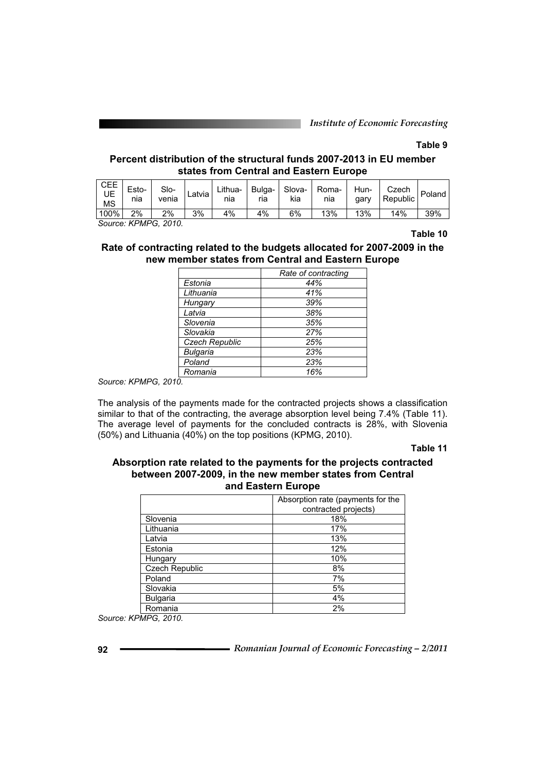**Table 9**

**Percent distribution of the structural funds 2007-2013 in EU member states from Central and Eastern Europe**

| CEE UE MS | Estonia | Slovenia | Latvia | Lithuania | Bulgaria | Slovakia | Romania | Hungary | Czech Republic | Poland |
|---|---|---|---|---|---|---|---|---|---|---|
| 100% | 2% | 2% | 3% | 4% | 4% | 6% | 13% | 13% | 14% | 39% |

*Source: KPMPG, 2010.*

**Table 10**

**Rate of contracting related to the budgets allocated for 2007-2009 in the new member states from Central and Eastern Europe**

| | *Rate of contracting* |
|---|---|
| *Estonia* | *44%* |
| *Lithuania* | *41%* |
| *Hungary* | *39%* |
| *Latvia* | *38%* |
| *Slovenia* | *35%* |
| *Slovakia* | *27%* |
| *Czech Republic* | *25%* |
| *Bulgaria* | *23%* |
| *Poland* | *23%* |
| *Romania* | *16%* |

*Source: KPMPG, 2010.*

The analysis of the payments made for the contracted projects shows a classification similar to that of the contracting, the average absorption level being 7.4% (Table 11). The average level of payments for the concluded contracts is 28%, with Slovenia (50%) and Lithuania (40%) on the top positions (KPMG, 2010).

**Table 11**

**Absorption rate related to the payments for the projects contracted between 2007-2009, in the new member states from Central and Eastern Europe**

| | Absorption rate (payments for the contracted projects) |
|---|---|
| Slovenia | 18% |
| Lithuania | 17% |
| Latvia | 13% |
| Estonia | 12% |
| Hungary | 10% |
| Czech Republic | 8% |
| Poland | 7% |
| Slovakia | 5% |
| Bulgaria | 4% |
| Romania | 2% |

*Source: KPMPG, 2010.*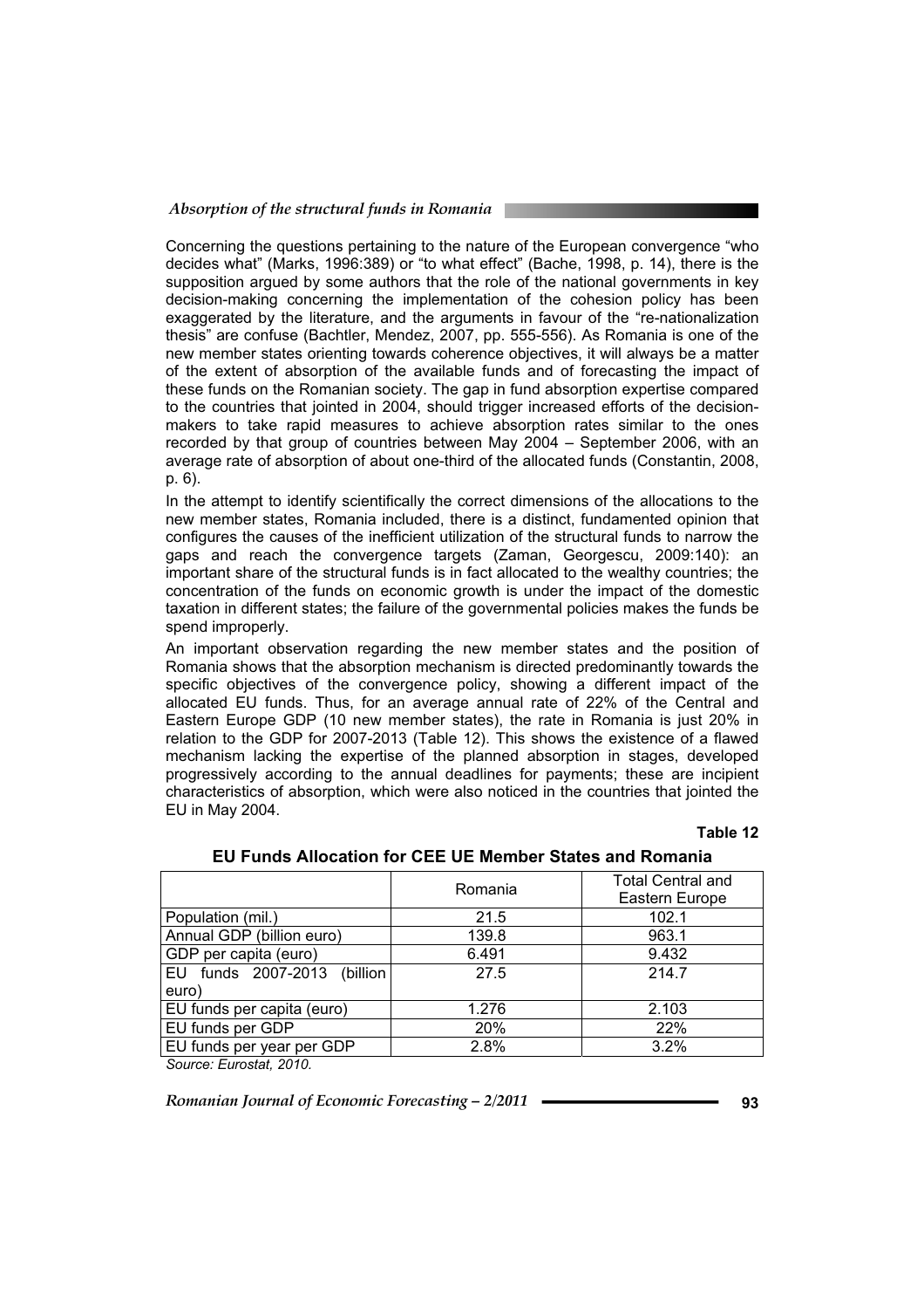Concerning the questions pertaining to the nature of the European convergence "who decides what" (Marks, 1996:389) or "to what effect" (Bache, 1998, p. 14), there is the supposition argued by some authors that the role of the national governments in key decision-making concerning the implementation of the cohesion policy has been exaggerated by the literature, and the arguments in favour of the "re-nationalization thesis" are confuse (Bachtler, Mendez, 2007, pp. 555-556). As Romania is one of the new member states orienting towards coherence objectives, it will always be a matter of the extent of absorption of the available funds and of forecasting the impact of these funds on the Romanian society. The gap in fund absorption expertise compared to the countries that jointed in 2004, should trigger increased efforts of the decision-makers to take rapid measures to achieve absorption rates similar to the ones recorded by that group of countries between May 2004 – September 2006, with an average rate of absorption of about one-third of the allocated funds (Constantin, 2008, p. 6).

In the attempt to identify scientifically the correct dimensions of the allocations to the new member states, Romania included, there is a distinct, fundamented opinion that configures the causes of the inefficient utilization of the structural funds to narrow the gaps and reach the convergence targets (Zaman, Georgescu, 2009:140): an important share of the structural funds is in fact allocated to the wealthy countries; the concentration of the funds on economic growth is under the impact of the domestic taxation in different states; the failure of the governmental policies makes the funds be spend improperly.

An important observation regarding the new member states and the position of Romania shows that the absorption mechanism is directed predominantly towards the specific objectives of the convergence policy, showing a different impact of the allocated EU funds. Thus, for an average annual rate of 22% of the Central and Eastern Europe GDP (10 new member states), the rate in Romania is just 20% in relation to the GDP for 2007-2013 (Table 12). This shows the existence of a flawed mechanism lacking the expertise of the planned absorption in stages, developed progressively according to the annual deadlines for payments; these are incipient characteristics of absorption, which were also noticed in the countries that jointed the EU in May 2004.

**Table 12**

**EU Funds Allocation for CEE UE Member States and Romania**

| | Romania | Total Central and Eastern Europe |
|---|---|---|
| Population (mil.) | 21.5 | 102.1 |
| Annual GDP (billion euro) | 139.8 | 963.1 |
| GDP per capita (euro) | 6.491 | 9.432 |
| EU funds 2007-2013 (billion euro) | 27.5 | 214.7 |
| EU funds per capita (euro) | 1.276 | 2.103 |
| EU funds per GDP | 20% | 22% |
| EU funds per year per GDP | 2.8% | 3.2% |

*Source: Eurostat, 2010.*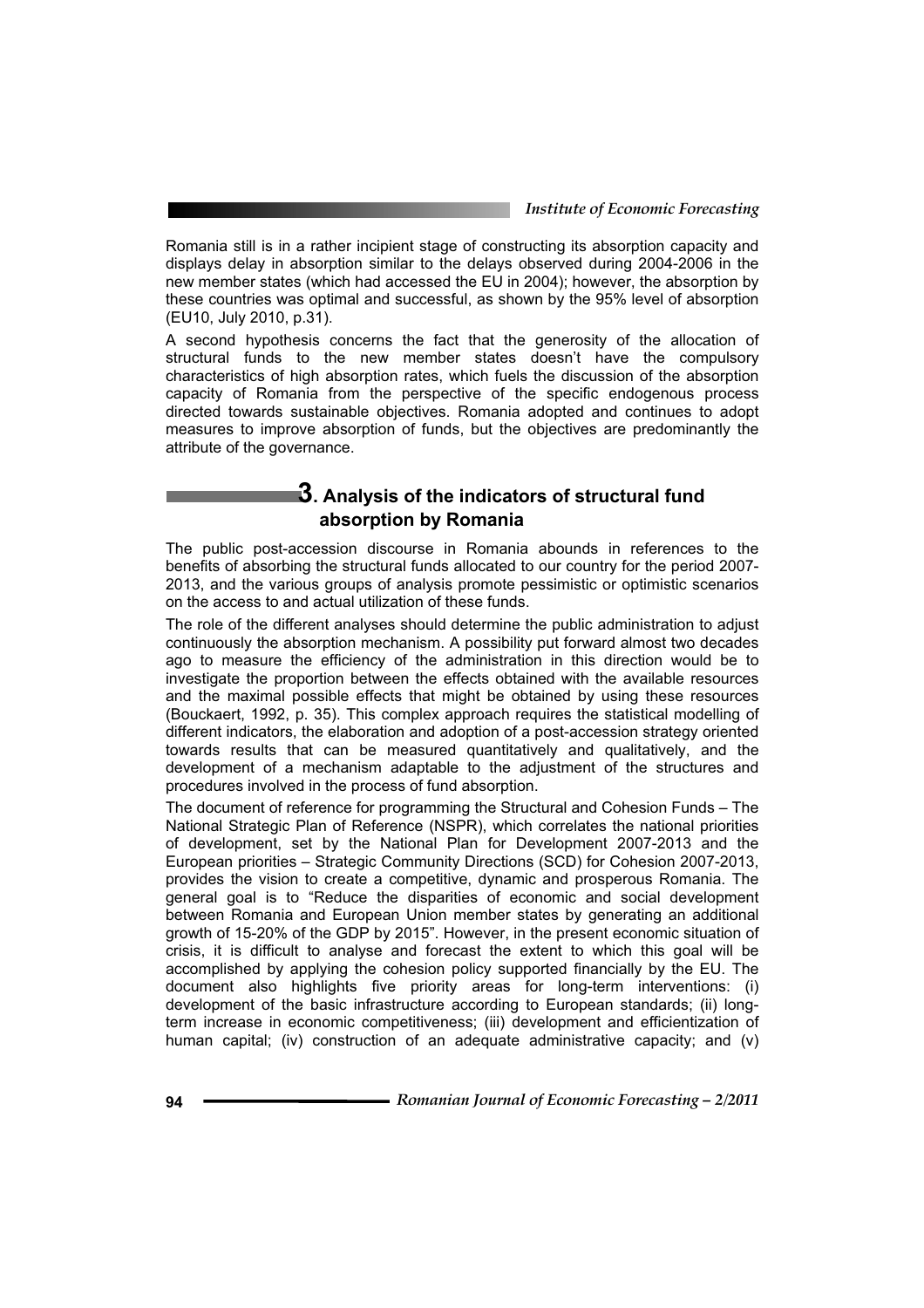Romania still is in a rather incipient stage of constructing its absorption capacity and displays delay in absorption similar to the delays observed during 2004-2006 in the new member states (which had accessed the EU in 2004); however, the absorption by these countries was optimal and successful, as shown by the 95% level of absorption (EU10, July 2010, p.31).

A second hypothesis concerns the fact that the generosity of the allocation of structural funds to the new member states doesn't have the compulsory characteristics of high absorption rates, which fuels the discussion of the absorption capacity of Romania from the perspective of the specific endogenous process directed towards sustainable objectives. Romania adopted and continues to adopt measures to improve absorption of funds, but the objectives are predominantly the attribute of the governance.

## 3. Analysis of the indicators of structural fund absorption by Romania

The public post-accession discourse in Romania abounds in references to the benefits of absorbing the structural funds allocated to our country for the period 2007-2013, and the various groups of analysis promote pessimistic or optimistic scenarios on the access to and actual utilization of these funds.

The role of the different analyses should determine the public administration to adjust continuously the absorption mechanism. A possibility put forward almost two decades ago to measure the efficiency of the administration in this direction would be to investigate the proportion between the effects obtained with the available resources and the maximal possible effects that might be obtained by using these resources (Bouckaert, 1992, p. 35). This complex approach requires the statistical modelling of different indicators, the elaboration and adoption of a post-accession strategy oriented towards results that can be measured quantitatively and qualitatively, and the development of a mechanism adaptable to the adjustment of the structures and procedures involved in the process of fund absorption.

The document of reference for programming the Structural and Cohesion Funds – The National Strategic Plan of Reference (NSPR), which correlates the national priorities of development, set by the National Plan for Development 2007-2013 and the European priorities – Strategic Community Directions (SCD) for Cohesion 2007-2013, provides the vision to create a competitive, dynamic and prosperous Romania. The general goal is to "Reduce the disparities of economic and social development between Romania and European Union member states by generating an additional growth of 15-20% of the GDP by 2015". However, in the present economic situation of crisis, it is difficult to analyse and forecast the extent to which this goal will be accomplished by applying the cohesion policy supported financially by the EU. The document also highlights five priority areas for long-term interventions: (i) development of the basic infrastructure according to European standards; (ii) long-term increase in economic competitiveness; (iii) development and efficientization of human capital; (iv) construction of an adequate administrative capacity; and (v)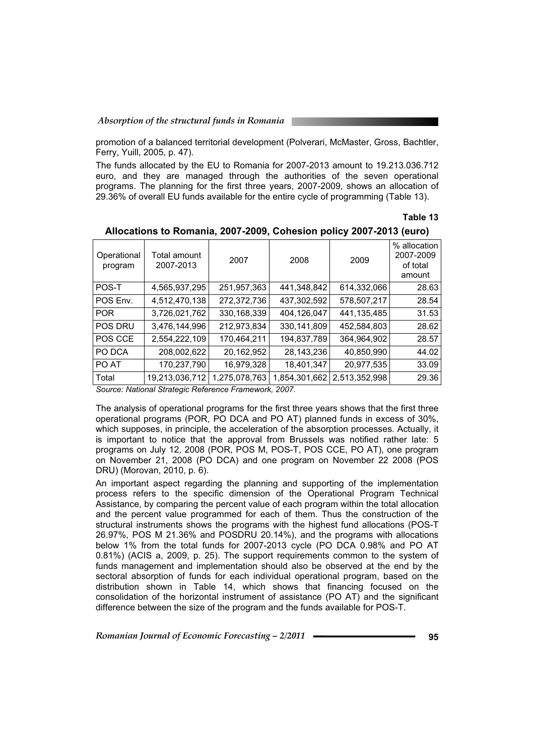promotion of a balanced territorial development (Polverari, McMaster, Gross, Bachtler, Ferry, Yuill, 2005, p. 47).

The funds allocated by the EU to Romania for 2007-2013 amount to 19.213.036.712 euro, and they are managed through the authorities of the seven operational programs. The planning for the first three years, 2007-2009, shows an allocation of 29.36% of overall EU funds available for the entire cycle of programming (Table 13).

**Table 13**

**Allocations to Romania, 2007-2009, Cohesion policy 2007-2013 (euro)**

| Operational program | Total amount 2007-2013 | 2007 | 2008 | 2009 | % allocation 2007-2009 of total amount |
|---|---|---|---|---|---|
| POS-T | 4,565,937,295 | 251,957,363 | 441,348,842 | 614,332,066 | 28.63 |
| POS Env. | 4,512,470,138 | 272,372,736 | 437,302,592 | 578,507,217 | 28.54 |
| POR | 3,726,021,762 | 330,168,339 | 404,126,047 | 441,135,485 | 31.53 |
| POS DRU | 3,476,144,996 | 212,973,834 | 330,141,809 | 452,584,803 | 28.62 |
| POS CCE | 2,554,222,109 | 170,464,211 | 194,837,789 | 364,964,902 | 28.57 |
| PO DCA | 208,002,622 | 20,162,952 | 28,143,236 | 40,850,990 | 44.02 |
| PO AT | 170,237,790 | 16,979,328 | 18,401,347 | 20,977,535 | 33.09 |
| Total | 19,213,036,712 | 1,275,078,763 | 1,854,301,662 | 2,513,352,998 | 29.36 |

*Source: National Strategic Reference Framework, 2007.*

The analysis of operational programs for the first three years shows that the first three operational programs (POR, PO DCA and PO AT) planned funds in excess of 30%, which supposes, in principle, the acceleration of the absorption processes. Actually, it is important to notice that the approval from Brussels was notified rather late: 5 programs on July 12, 2008 (POR, POS M, POS-T, POS CCE, PO AT), one program on November 21, 2008 (PO DCA) and one program on November 22 2008 (POS DRU) (Morovan, 2010, p. 6).

An important aspect regarding the planning and supporting of the implementation process refers to the specific dimension of the Operational Program Technical Assistance, by comparing the percent value of each program within the total allocation and the percent value programmed for each of them. Thus the construction of the structural instruments shows the programs with the highest fund allocations (POS-T 26.97%, POS M 21.36% and POSDRU 20.14%), and the programs with allocations below 1% from the total funds for 2007-2013 cycle (PO DCA 0.98% and PO AT 0.81%) (ACIS a, 2009, p. 25). The support requirements common to the system of funds management and implementation should also be observed at the end by the sectoral absorption of funds for each individual operational program, based on the distribution shown in Table 14, which shows that financing focused on the consolidation of the horizontal instrument of assistance (PO AT) and the significant difference between the size of the program and the funds available for POS-T.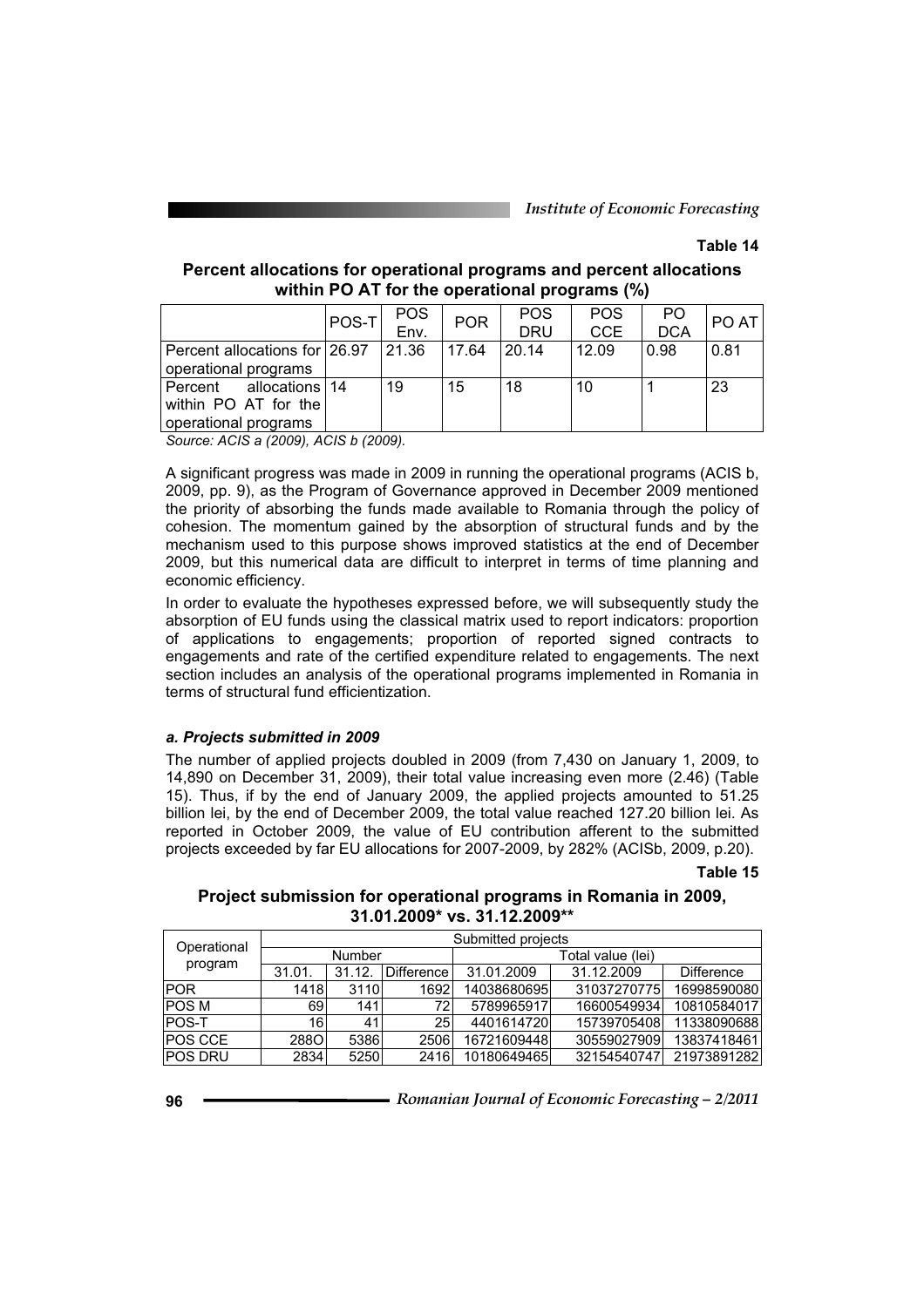**Table 14**

**Percent allocations for operational programs and percent allocations within PO AT for the operational programs (%)**

| | POS-T | POS Env. | POR | POS DRU | POS CCE | PO DCA | PO AT |
|---|---|---|---|---|---|---|---|
| Percent allocations for operational programs | 26.97 | 21.36 | 17.64 | 20.14 | 12.09 | 0.98 | 0.81 |
| Percent allocations within PO AT for the operational programs | 14 | 19 | 15 | 18 | 10 | 1 | 23 |

*Source: ACIS a (2009), ACIS b (2009).*

A significant progress was made in 2009 in running the operational programs (ACIS b, 2009, pp. 9), as the Program of Governance approved in December 2009 mentioned the priority of absorbing the funds made available to Romania through the policy of cohesion. The momentum gained by the absorption of structural funds and by the mechanism used to this purpose shows improved statistics at the end of December 2009, but this numerical data are difficult to interpret in terms of time planning and economic efficiency.

In order to evaluate the hypotheses expressed before, we will subsequently study the absorption of EU funds using the classical matrix used to report indicators: proportion of applications to engagements; proportion of reported signed contracts to engagements and rate of the certified expenditure related to engagements. The next section includes an analysis of the operational programs implemented in Romania in terms of structural fund efficientization.

***a. Projects submitted in 2009***

The number of applied projects doubled in 2009 (from 7,430 on January 1, 2009, to 14,890 on December 31, 2009), their total value increasing even more (2.46) (Table 15). Thus, if by the end of January 2009, the applied projects amounted to 51.25 billion lei, by the end of December 2009, the total value reached 127.20 billion lei. As reported in October 2009, the value of EU contribution afferent to the submitted projects exceeded by far EU allocations for 2007-2009, by 282% (ACISb, 2009, p.20).

**Table 15**

**Project submission for operational programs in Romania in 2009, 31.01.2009* vs. 31.12.2009****

| Operational program | Submitted projects | | | | | |
|---|---|---|---|---|---|---|
| | Number | | | Total value (lei) | | |
| | 31.01. | 31.12. | Difference | 31.01.2009 | 31.12.2009 | Difference |
| POR | 1418 | 3110 | 1692 | 14038680695 | 31037270775 | 16998590080 |
| POS M | 69 | 141 | 72 | 5789965917 | 16600549934 | 10810584017 |
| POS-T | 16 | 41 | 25 | 4401614720 | 15739705408 | 11338090688 |
| POS CCE | 288O | 5386 | 2506 | 16721609448 | 30559027909 | 13837418461 |
| POS DRU | 2834 | 5250 | 2416 | 10180649465 | 32154540747 | 21973891282 |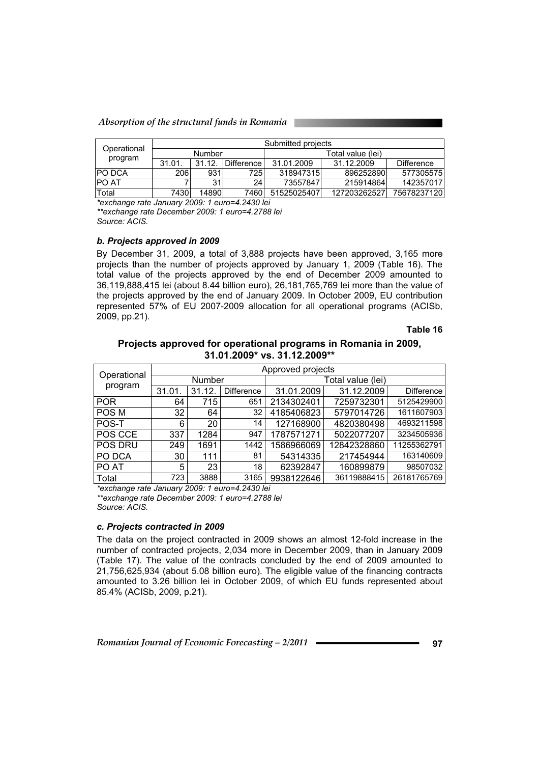| Operational program | Submitted projects | | | | | |
|---|---|---|---|---|---|---|
| | Number | | | Total value (lei) | | |
| | 31.01. | 31.12. | Difference | 31.01.2009 | 31.12.2009 | Difference |
| PO DCA | 206 | 931 | 725 | 318947315 | 896252890 | 577305575 |
| PO AT | 7 | 31 | 24 | 73557847 | 215914864 | 142357017 |
| Total | 7430 | 14890 | 7460 | 51525025407 | 127203262527 | 75678237120 |

*exchange rate January 2009: 1 euro=4.2430 lei

**exchange rate December 2009: 1 euro=4.2788 lei

Source: ACIS.

### *b. Projects approved in 2009*

By December 31, 2009, a total of 3,888 projects have been approved, 3,165 more projects than the number of projects approved by January 1, 2009 (Table 16). The total value of the projects approved by the end of December 2009 amounted to 36,119,888,415 lei (about 8.44 billion euro), 26,181,765,769 lei more than the value of the projects approved by the end of January 2009. In October 2009, EU contribution represented 57% of EU 2007-2009 allocation for all operational programs (ACISb, 2009, pp.21).

**Table 16**

**Projects approved for operational programs in Romania in 2009, 31.01.2009\* vs. 31.12.2009\*\***

| Operational program | Approved projects | | | | | |
|---|---|---|---|---|---|---|
| | Number | | | Total value (lei) | | |
| | 31.01. | 31.12. | Difference | 31.01.2009 | 31.12.2009 | Difference |
| POR | 64 | 715 | 651 | 2134302401 | 7259732301 | 5125429900 |
| POS M | 32 | 64 | 32 | 4185406823 | 5797014726 | 1611607903 |
| POS-T | 6 | 20 | 14 | 127168900 | 4820380498 | 4693211598 |
| POS CCE | 337 | 1284 | 947 | 1787571271 | 5022077207 | 3234505936 |
| POS DRU | 249 | 1691 | 1442 | 1586966069 | 12842328860 | 11255362791 |
| PO DCA | 30 | 111 | 81 | 54314335 | 217454944 | 163140609 |
| PO AT | 5 | 23 | 18 | 62392847 | 160899879 | 98507032 |
| Total | 723 | 3888 | 3165 | 9938122646 | 36119888415 | 26181765769 |

*exchange rate January 2009: 1 euro=4.2430 lei

**exchange rate December 2009: 1 euro=4.2788 lei

Source: ACIS.

### *c. Projects contracted in 2009*

The data on the project contracted in 2009 shows an almost 12-fold increase in the number of contracted projects, 2,034 more in December 2009, than in January 2009 (Table 17). The value of the contracts concluded by the end of 2009 amounted to 21,756,625,934 (about 5.08 billion euro). The eligible value of the financing contracts amounted to 3.26 billion lei in October 2009, of which EU funds represented about 85.4% (ACISb, 2009, p.21).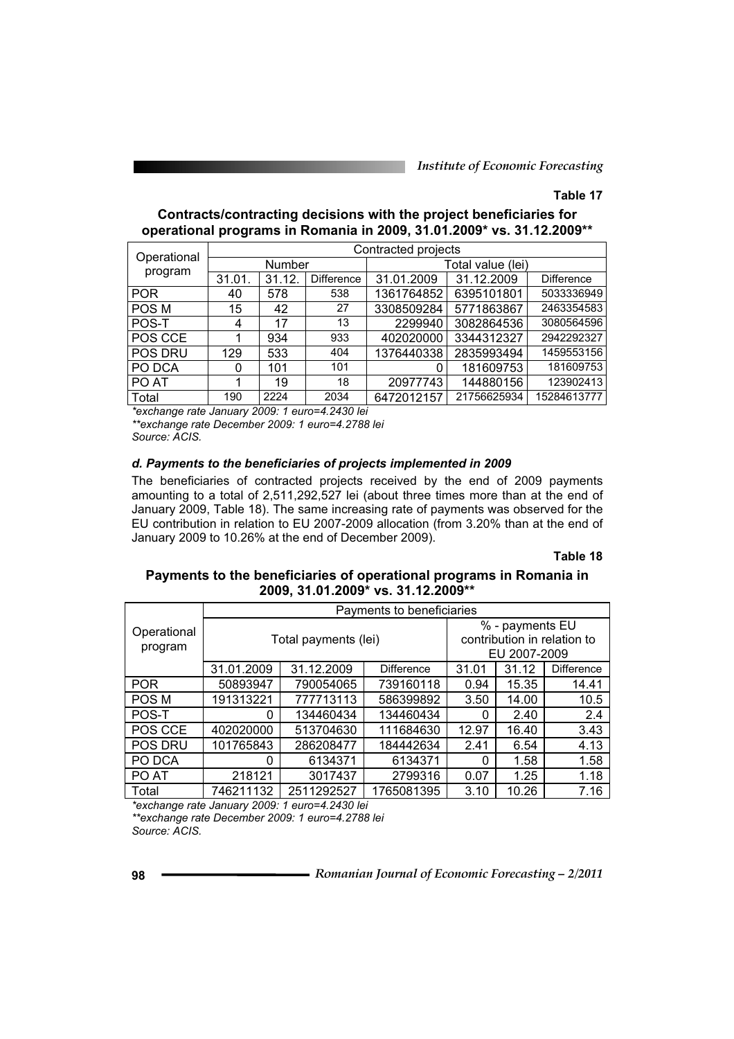**Table 17**

**Contracts/contracting decisions with the project beneficiaries for operational programs in Romania in 2009, 31.01.2009* vs. 31.12.2009****

| Operational program | Contracted projects | | | | | |
|---|---|---|---|---|---|---|
| | Number | | | Total value (lei) | | |
| | 31.01. | 31.12. | Difference | 31.01.2009 | 31.12.2009 | Difference |
| POR | 40 | 578 | 538 | 1361764852 | 6395101801 | 5033336949 |
| POS M | 15 | 42 | 27 | 3308509284 | 5771863867 | 2463354583 |
| POS-T | 4 | 17 | 13 | 2299940 | 3082864536 | 3080564596 |
| POS CCE | 1 | 934 | 933 | 402020000 | 3344312327 | 2942292327 |
| POS DRU | 129 | 533 | 404 | 1376440338 | 2835993494 | 1459553156 |
| PO DCA | 0 | 101 | 101 | 0 | 181609753 | 181609753 |
| PO AT | 1 | 19 | 18 | 20977743 | 144880156 | 123902413 |
| Total | 190 | 2224 | 2034 | 6472012157 | 21756625934 | 15284613777 |

*\*exchange rate January 2009: 1 euro=4.2430 lei*

*\*\*exchange rate December 2009: 1 euro=4.2788 lei*

*Source: ACIS.*

#### *d. Payments to the beneficiaries of projects implemented in 2009*

The beneficiaries of contracted projects received by the end of 2009 payments amounting to a total of 2,511,292,527 lei (about three times more than at the end of January 2009, Table 18). The same increasing rate of payments was observed for the EU contribution in relation to EU 2007-2009 allocation (from 3.20% than at the end of January 2009 to 10.26% at the end of December 2009).

**Table 18**

**Payments to the beneficiaries of operational programs in Romania in 2009, 31.01.2009* vs. 31.12.2009****

| Operational program | Payments to beneficiaries | | | | | |
|---|---|---|---|---|---|---|
| | Total payments (lei) | | | % - payments EU contribution in relation to EU 2007-2009 | | |
| | 31.01.2009 | 31.12.2009 | Difference | 31.01 | 31.12 | Difference |
| POR | 50893947 | 790054065 | 739160118 | 0.94 | 15.35 | 14.41 |
| POS M | 191313221 | 777713113 | 586399892 | 3.50 | 14.00 | 10.5 |
| POS-T | 0 | 134460434 | 134460434 | 0 | 2.40 | 2.4 |
| POS CCE | 402020000 | 513704630 | 111684630 | 12.97 | 16.40 | 3.43 |
| POS DRU | 101765843 | 286208477 | 184442634 | 2.41 | 6.54 | 4.13 |
| PO DCA | 0 | 6134371 | 6134371 | 0 | 1.58 | 1.58 |
| PO AT | 218121 | 3017437 | 2799316 | 0.07 | 1.25 | 1.18 |
| Total | 746211132 | 2511292527 | 1765081395 | 3.10 | 10.26 | 7.16 |

*\*exchange rate January 2009: 1 euro=4.2430 lei*

*\*\*exchange rate December 2009: 1 euro=4.2788 lei*

*Source: ACIS.*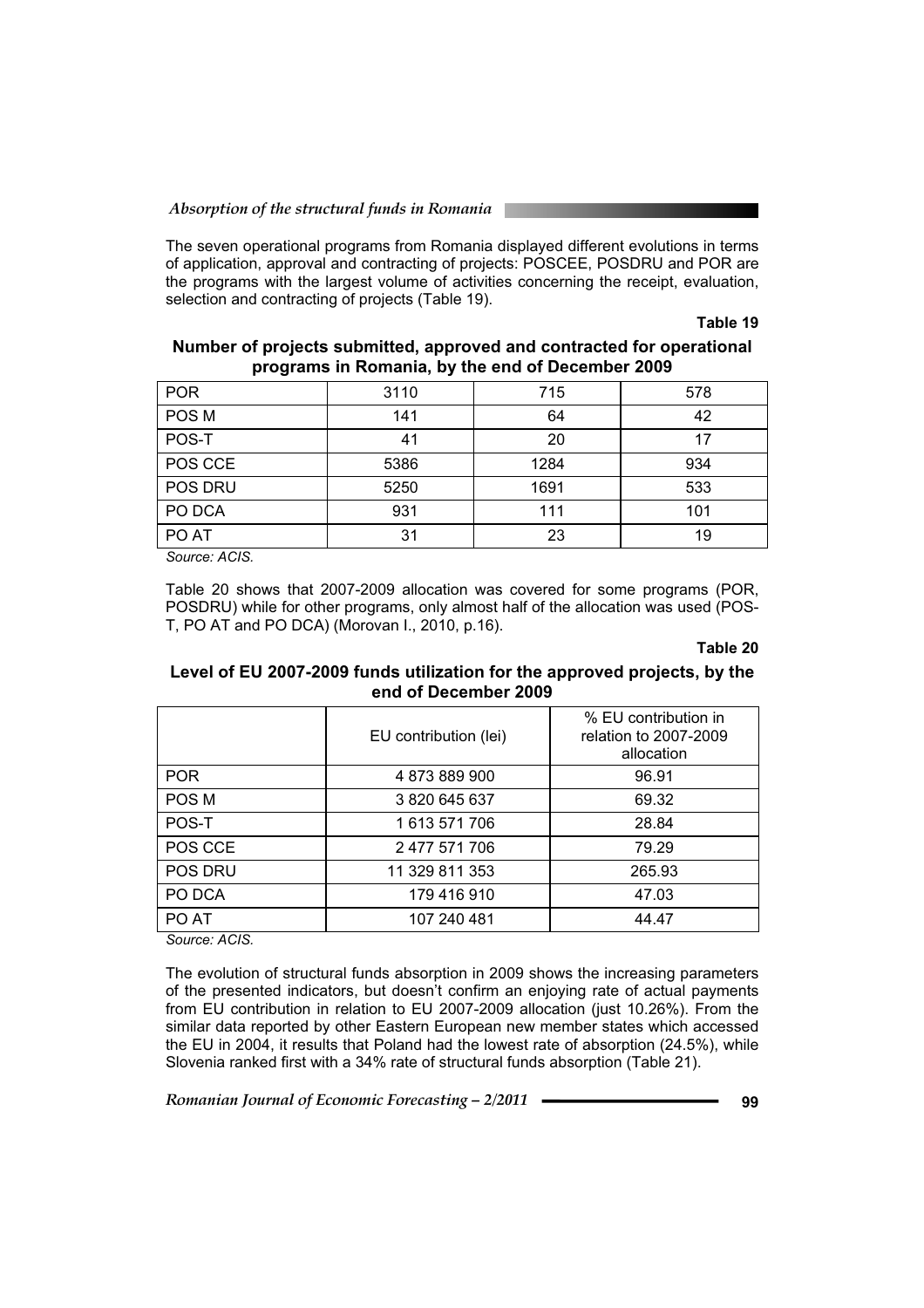The seven operational programs from Romania displayed different evolutions in terms of application, approval and contracting of projects: POSCEE, POSDRU and POR are the programs with the largest volume of activities concerning the receipt, evaluation, selection and contracting of projects (Table 19).

**Table 19**

**Number of projects submitted, approved and contracted for operational programs in Romania, by the end of December 2009**

| | | | |
|---|---|---|---|
| POR | 3110 | 715 | 578 |
| POS M | 141 | 64 | 42 |
| POS-T | 41 | 20 | 17 |
| POS CCE | 5386 | 1284 | 934 |
| POS DRU | 5250 | 1691 | 533 |
| PO DCA | 931 | 111 | 101 |
| PO AT | 31 | 23 | 19 |

*Source: ACIS.*

Table 20 shows that 2007-2009 allocation was covered for some programs (POR, POSDRU) while for other programs, only almost half of the allocation was used (POS-T, PO AT and PO DCA) (Morovan I., 2010, p.16).

**Table 20**

**Level of EU 2007-2009 funds utilization for the approved projects, by the end of December 2009**

| | EU contribution (lei) | % EU contribution in relation to 2007-2009 allocation |
|---|---|---|
| POR | 4 873 889 900 | 96.91 |
| POS M | 3 820 645 637 | 69.32 |
| POS-T | 1 613 571 706 | 28.84 |
| POS CCE | 2 477 571 706 | 79.29 |
| POS DRU | 11 329 811 353 | 265.93 |
| PO DCA | 179 416 910 | 47.03 |
| PO AT | 107 240 481 | 44.47 |

*Source: ACIS.*

The evolution of structural funds absorption in 2009 shows the increasing parameters of the presented indicators, but doesn't confirm an enjoying rate of actual payments from EU contribution in relation to EU 2007-2009 allocation (just 10.26%). From the similar data reported by other Eastern European new member states which accessed the EU in 2004, it results that Poland had the lowest rate of absorption (24.5%), while Slovenia ranked first with a 34% rate of structural funds absorption (Table 21).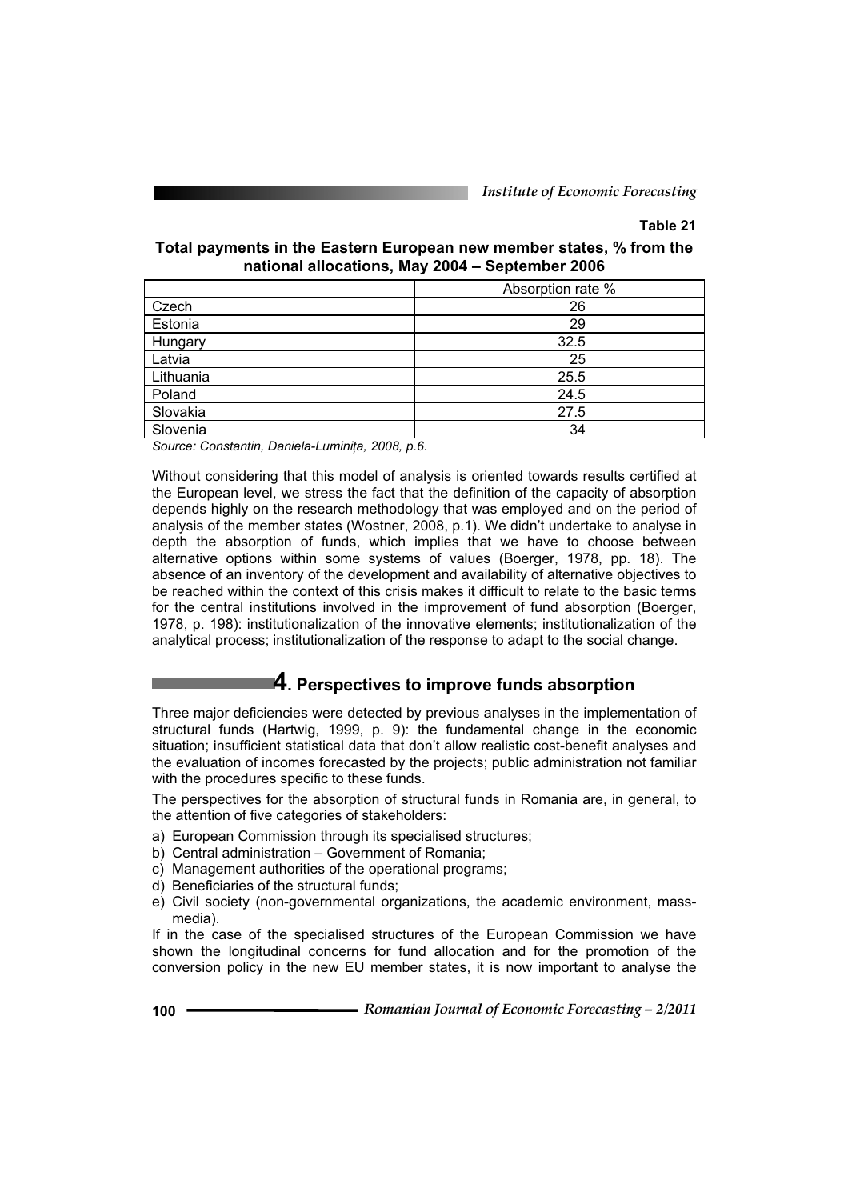**Table 21**

**Total payments in the Eastern European new member states, % from the national allocations, May 2004 – September 2006**

| | Absorption rate % |
|---|---|
| Czech | 26 |
| Estonia | 29 |
| Hungary | 32.5 |
| Latvia | 25 |
| Lithuania | 25.5 |
| Poland | 24.5 |
| Slovakia | 27.5 |
| Slovenia | 34 |

*Source: Constantin, Daniela-Luminița, 2008, p.6.*

Without considering that this model of analysis is oriented towards results certified at the European level, we stress the fact that the definition of the capacity of absorption depends highly on the research methodology that was employed and on the period of analysis of the member states (Wostner, 2008, p.1). We didn't undertake to analyse in depth the absorption of funds, which implies that we have to choose between alternative options within some systems of values (Boerger, 1978, pp. 18). The absence of an inventory of the development and availability of alternative objectives to be reached within the context of this crisis makes it difficult to relate to the basic terms for the central institutions involved in the improvement of fund absorption (Boerger, 1978, p. 198): institutionalization of the innovative elements; institutionalization of the analytical process; institutionalization of the response to adapt to the social change.

## 4. Perspectives to improve funds absorption

Three major deficiencies were detected by previous analyses in the implementation of structural funds (Hartwig, 1999, p. 9): the fundamental change in the economic situation; insufficient statistical data that don't allow realistic cost-benefit analyses and the evaluation of incomes forecasted by the projects; public administration not familiar with the procedures specific to these funds.

The perspectives for the absorption of structural funds in Romania are, in general, to the attention of five categories of stakeholders:

a) European Commission through its specialised structures;
b) Central administration – Government of Romania;
c) Management authorities of the operational programs;
d) Beneficiaries of the structural funds;
e) Civil society (non-governmental organizations, the academic environment, mass-media).

If in the case of the specialised structures of the European Commission we have shown the longitudinal concerns for fund allocation and for the promotion of the conversion policy in the new EU member states, it is now important to analyse the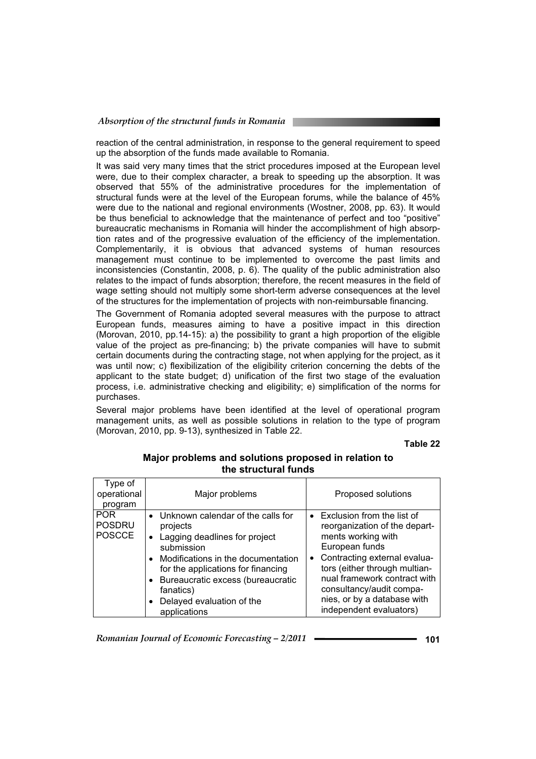reaction of the central administration, in response to the general requirement to speed up the absorption of the funds made available to Romania.

It was said very many times that the strict procedures imposed at the European level were, due to their complex character, a break to speeding up the absorption. It was observed that 55% of the administrative procedures for the implementation of structural funds were at the level of the European forums, while the balance of 45% were due to the national and regional environments (Wostner, 2008, pp. 63). It would be thus beneficial to acknowledge that the maintenance of perfect and too "positive" bureaucratic mechanisms in Romania will hinder the accomplishment of high absorption rates and of the progressive evaluation of the efficiency of the implementation. Complementarily, it is obvious that advanced systems of human resources management must continue to be implemented to overcome the past limits and inconsistencies (Constantin, 2008, p. 6). The quality of the public administration also relates to the impact of funds absorption; therefore, the recent measures in the field of wage setting should not multiply some short-term adverse consequences at the level of the structures for the implementation of projects with non-reimbursable financing.

The Government of Romania adopted several measures with the purpose to attract European funds, measures aiming to have a positive impact in this direction (Morovan, 2010, pp.14-15): a) the possibility to grant a high proportion of the eligible value of the project as pre-financing; b) the private companies will have to submit certain documents during the contracting stage, not when applying for the project, as it was until now; c) flexibilization of the eligibility criterion concerning the debts of the applicant to the state budget; d) unification of the first two stage of the evaluation process, i.e. administrative checking and eligibility; e) simplification of the norms for purchases.

Several major problems have been identified at the level of operational program management units, as well as possible solutions in relation to the type of program (Morovan, 2010, pp. 9-13), synthesized in Table 22.

**Table 22**

**Major problems and solutions proposed in relation to the structural funds**

| Type of operational program | Major problems | Proposed solutions |
|---|---|---|
| POR<br>POSDRU<br>POSCCE | • Unknown calendar of the calls for projects<br>• Lagging deadlines for project submission<br>• Modifications in the documentation for the applications for financing<br>• Bureaucratic excess (bureaucratic fanatics)<br>• Delayed evaluation of the applications | • Exclusion from the list of reorganization of the departments working with European funds<br>• Contracting external evaluators (either through multiannual framework contract with consultancy/audit companies, or by a database with independent evaluators) |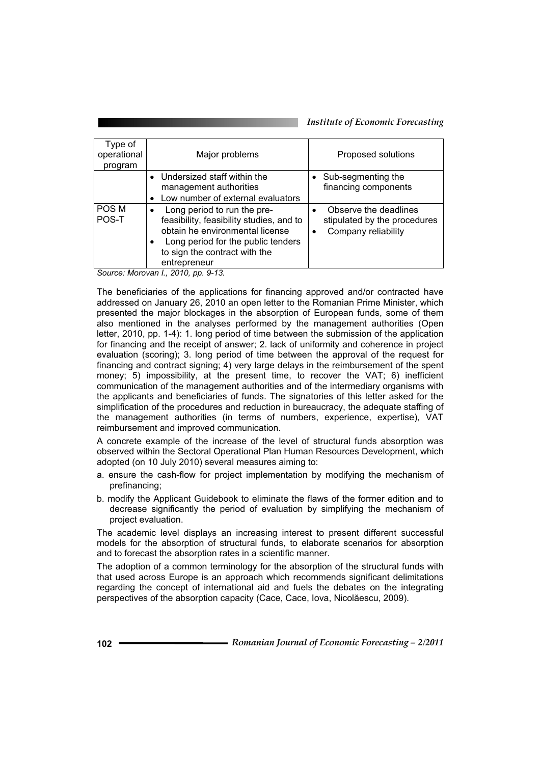| Type of operational program | Major problems | Proposed solutions |
|---|---|---|
| | • Undersized staff within the management authorities<br>• Low number of external evaluators | • Sub-segmenting the financing components |
| POS M<br>POS-T | • Long period to run the pre-feasibility, feasibility studies, and to obtain he environmental license<br>• Long period for the public tenders to sign the contract with the entrepreneur | • Observe the deadlines stipulated by the procedures<br>• Company reliability |

*Source: Morovan I., 2010, pp. 9-13.*

The beneficiaries of the applications for financing approved and/or contracted have addressed on January 26, 2010 an open letter to the Romanian Prime Minister, which presented the major blockages in the absorption of European funds, some of them also mentioned in the analyses performed by the management authorities (Open letter, 2010, pp. 1-4): 1. long period of time between the submission of the application for financing and the receipt of answer; 2. lack of uniformity and coherence in project evaluation (scoring); 3. long period of time between the approval of the request for financing and contract signing; 4) very large delays in the reimbursement of the spent money; 5) impossibility, at the present time, to recover the VAT; 6) inefficient communication of the management authorities and of the intermediary organisms with the applicants and beneficiaries of funds. The signatories of this letter asked for the simplification of the procedures and reduction in bureaucracy, the adequate staffing of the management authorities (in terms of numbers, experience, expertise), VAT reimbursement and improved communication.

A concrete example of the increase of the level of structural funds absorption was observed within the Sectoral Operational Plan Human Resources Development, which adopted (on 10 July 2010) several measures aiming to:

a. ensure the cash-flow for project implementation by modifying the mechanism of prefinancing;

b. modify the Applicant Guidebook to eliminate the flaws of the former edition and to decrease significantly the period of evaluation by simplifying the mechanism of project evaluation.

The academic level displays an increasing interest to present different successful models for the absorption of structural funds, to elaborate scenarios for absorption and to forecast the absorption rates in a scientific manner.

The adoption of a common terminology for the absorption of the structural funds with that used across Europe is an approach which recommends significant delimitations regarding the concept of international aid and fuels the debates on the integrating perspectives of the absorption capacity (Cace, Cace, Iova, Nicolăescu, 2009).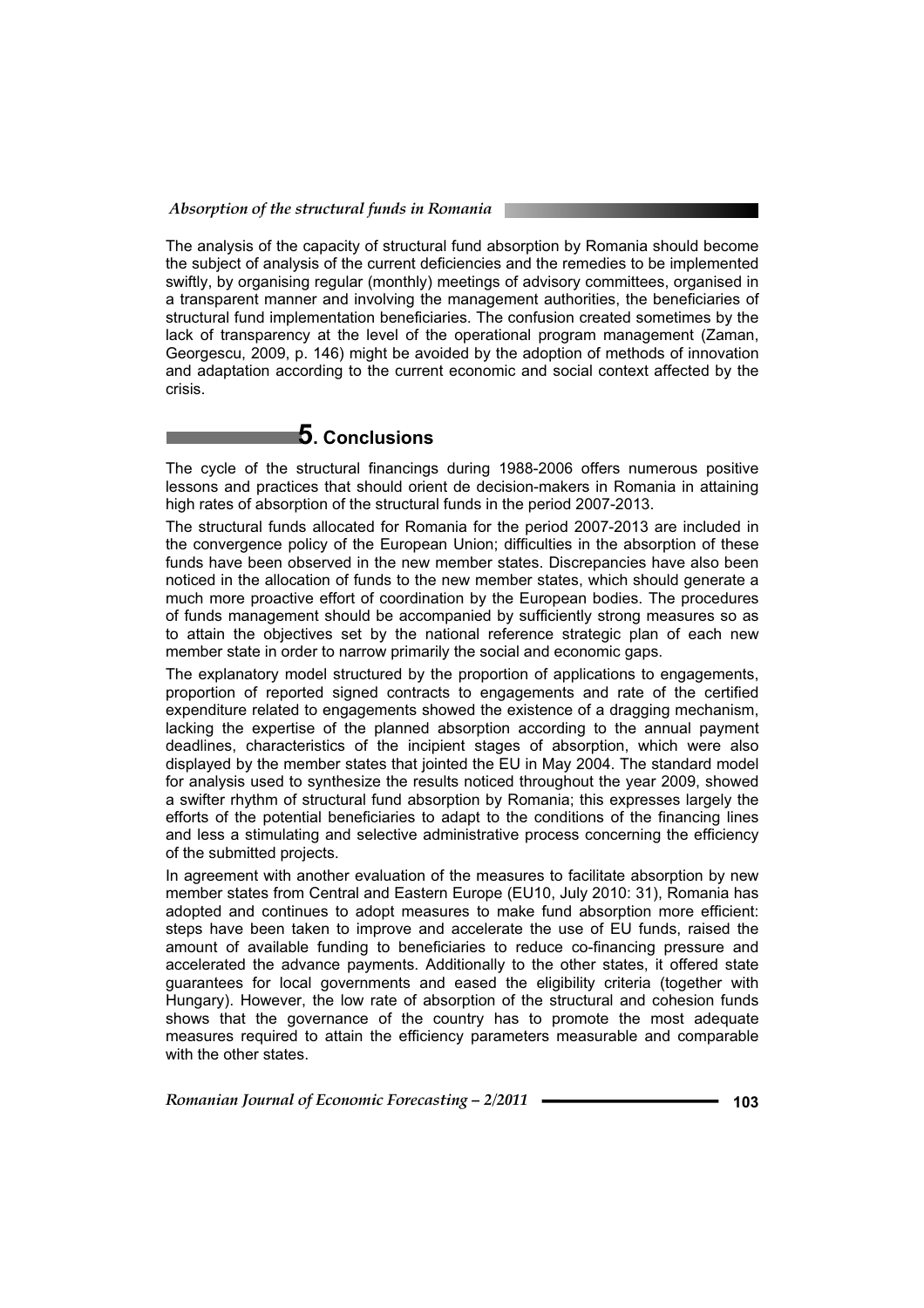The analysis of the capacity of structural fund absorption by Romania should become the subject of analysis of the current deficiencies and the remedies to be implemented swiftly, by organising regular (monthly) meetings of advisory committees, organised in a transparent manner and involving the management authorities, the beneficiaries of structural fund implementation beneficiaries. The confusion created sometimes by the lack of transparency at the level of the operational program management (Zaman, Georgescu, 2009, p. 146) might be avoided by the adoption of methods of innovation and adaptation according to the current economic and social context affected by the crisis.

## 5. Conclusions

The cycle of the structural financings during 1988-2006 offers numerous positive lessons and practices that should orient de decision-makers in Romania in attaining high rates of absorption of the structural funds in the period 2007-2013.

The structural funds allocated for Romania for the period 2007-2013 are included in the convergence policy of the European Union; difficulties in the absorption of these funds have been observed in the new member states. Discrepancies have also been noticed in the allocation of funds to the new member states, which should generate a much more proactive effort of coordination by the European bodies. The procedures of funds management should be accompanied by sufficiently strong measures so as to attain the objectives set by the national reference strategic plan of each new member state in order to narrow primarily the social and economic gaps.

The explanatory model structured by the proportion of applications to engagements, proportion of reported signed contracts to engagements and rate of the certified expenditure related to engagements showed the existence of a dragging mechanism, lacking the expertise of the planned absorption according to the annual payment deadlines, characteristics of the incipient stages of absorption, which were also displayed by the member states that jointed the EU in May 2004. The standard model for analysis used to synthesize the results noticed throughout the year 2009, showed a swifter rhythm of structural fund absorption by Romania; this expresses largely the efforts of the potential beneficiaries to adapt to the conditions of the financing lines and less a stimulating and selective administrative process concerning the efficiency of the submitted projects.

In agreement with another evaluation of the measures to facilitate absorption by new member states from Central and Eastern Europe (EU10, July 2010: 31), Romania has adopted and continues to adopt measures to make fund absorption more efficient: steps have been taken to improve and accelerate the use of EU funds, raised the amount of available funding to beneficiaries to reduce co-financing pressure and accelerated the advance payments. Additionally to the other states, it offered state guarantees for local governments and eased the eligibility criteria (together with Hungary). However, the low rate of absorption of the structural and cohesion funds shows that the governance of the country has to promote the most adequate measures required to attain the efficiency parameters measurable and comparable with the other states.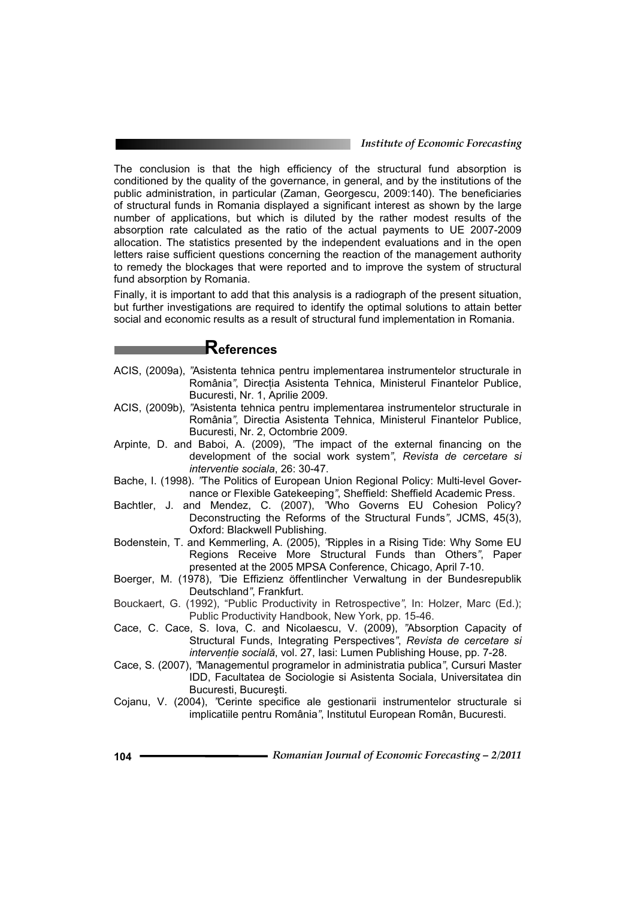The conclusion is that the high efficiency of the structural fund absorption is conditioned by the quality of the governance, in general, and by the institutions of the public administration, in particular (Zaman, Georgescu, 2009:140). The beneficiaries of structural funds in Romania displayed a significant interest as shown by the large number of applications, but which is diluted by the rather modest results of the absorption rate calculated as the ratio of the actual payments to UE 2007-2009 allocation. The statistics presented by the independent evaluations and in the open letters raise sufficient questions concerning the reaction of the management authority to remedy the blockages that were reported and to improve the system of structural fund absorption by Romania.

Finally, it is important to add that this analysis is a radiograph of the present situation, but further investigations are required to identify the optimal solutions to attain better social and economic results as a result of structural fund implementation in Romania.

## References

ACIS, (2009a), *"*Asistenta tehnica pentru implementarea instrumentelor structurale in România*"*, Direcția Asistenta Tehnica, Ministerul Finantelor Publice, Bucuresti, Nr. 1, Aprilie 2009.

ACIS, (2009b), *"*Asistenta tehnica pentru implementarea instrumentelor structurale in România*"*, Directia Asistenta Tehnica, Ministerul Finantelor Publice, Bucuresti, Nr. 2, Octombrie 2009.

Arpinte, D. and Baboi, A. (2009), *"*The impact of the external financing on the development of the social work system*"*, *Revista de cercetare si interventie sociala*, 26: 30-47.

Bache, I. (1998). *"*The Politics of European Union Regional Policy: Multi-level Governance or Flexible Gatekeeping*"*, Sheffield: Sheffield Academic Press.

Bachtler, J. and Mendez, C. (2007), *"*Who Governs EU Cohesion Policy? Deconstructing the Reforms of the Structural Funds*"*, JCMS, 45(3), Oxford: Blackwell Publishing.

Bodenstein, T. and Kemmerling, A. (2005), *"*Ripples in a Rising Tide: Why Some EU Regions Receive More Structural Funds than Others*"*, Paper presented at the 2005 MPSA Conference, Chicago, April 7-10.

Boerger, M. (1978), *"*Die Effizienz öffentlincher Verwaltung in der Bundesrepublik Deutschland*"*, Frankfurt.

Bouckaert, G. (1992), "Public Productivity in Retrospective*"*, In: Holzer, Marc (Ed.); Public Productivity Handbook, New York, pp. 15-46.

Cace, C. Cace, S. Iova, C. and Nicolaescu, V. (2009), *"*Absorption Capacity of Structural Funds, Integrating Perspectives*"*, *Revista de cercetare si intervenție socială*, vol. 27, Iasi: Lumen Publishing House, pp. 7-28.

Cace, S. (2007), *"*Managementul programelor in administratia publica*"*, Cursuri Master IDD, Facultatea de Sociologie si Asistenta Sociala, Universitatea din Bucuresti, Bucureşti.

Cojanu, V. (2004), *"*Cerinte specifice ale gestionarii instrumentelor structurale si implicatiile pentru România*"*, Institutul European Român, Bucuresti.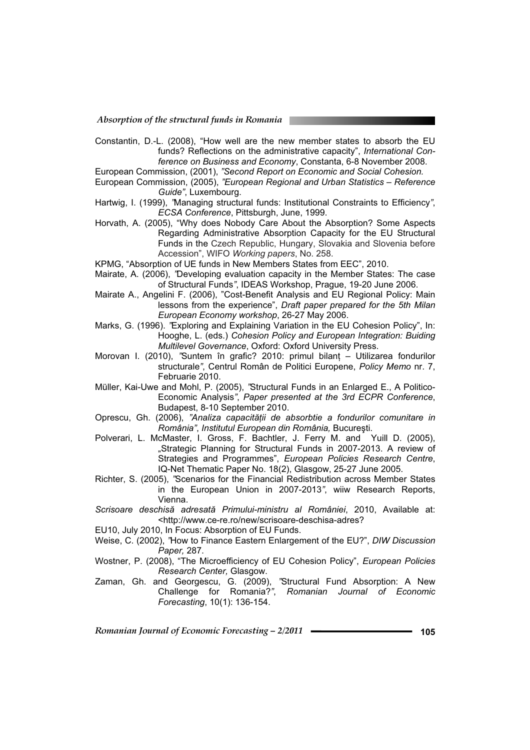Constantin, D.-L. (2008), "How well are the new member states to absorb the EU funds? Reflections on the administrative capacity", *International Conference on Business and Economy*, Constanta, 6-8 November 2008.

European Commission, (2001), *"Second Report on Economic and Social Cohesion.*

European Commission, (2005), *"European Regional and Urban Statistics – Reference Guide"*, Luxembourg.

Hartwig, I. (1999), *"*Managing structural funds: Institutional Constraints to Efficiency*"*, *ECSA Conference*, Pittsburgh, June, 1999.

Horvath, A. (2005), "Why does Nobody Care About the Absorption? Some Aspects Regarding Administrative Absorption Capacity for the EU Structural Funds in the Czech Republic, Hungary, Slovakia and Slovenia before Accession", WIFO *Working papers*, No. 258.

KPMG, "Absorption of UE funds in New Members States from EEC", 2010.

Mairate, A. (2006), *"*Developing evaluation capacity in the Member States: The case of Structural Funds*"*, IDEAS Workshop, Prague, 19-20 June 2006.

Mairate A., Angelini F. (2006), "Cost-Benefit Analysis and EU Regional Policy: Main lessons from the experience", *Draft paper prepared for the 5th Milan European Economy workshop*, 26-27 May 2006.

Marks, G. (1996). *"*Exploring and Explaining Variation in the EU Cohesion Policy", In: Hooghe, L. (eds.) *Cohesion Policy and European Integration: Buiding Multilevel Governance*, Oxford: Oxford University Press.

Morovan I. (2010), *"*Suntem în grafic? 2010: primul bilanț – Utilizarea fondurilor structurale*"*, Centrul Român de Politici Europene, *Policy Memo* nr. 7, Februarie 2010.

Müller, Kai-Uwe and Mohl, P. (2005), *"*Structural Funds in an Enlarged E., A Politico-Economic Analysis*"*, *Paper presented at the 3rd ECPR Conference*, Budapest, 8-10 September 2010.

Oprescu, Gh. (2006), *"Analiza capacității de absorbtie a fondurilor comunitare in România"*, *Institutul European din România,* Bucureşti.

Polverari, L. McMaster, I. Gross, F. Bachtler, J. Ferry M. and Yuill D. (2005), „Strategic Planning for Structural Funds in 2007-2013. A review of Strategies and Programmes", *European Policies Research Centre*, IQ-Net Thematic Paper No. 18(2), Glasgow, 25-27 June 2005.

Richter, S. (2005), *"*Scenarios for the Financial Redistribution across Member States in the European Union in 2007-2013*"*, wiiw Research Reports, Vienna.

*Scrisoare deschisă adresată Primului-ministru al României*, 2010, Available at: <http://www.ce-re.ro/new/scrisoare-deschisa-adres?

EU10, July 2010, In Focus: Absorption of EU Funds.

Weise, C. (2002), *"*How to Finance Eastern Enlargement of the EU?", *DIW Discussion Paper,* 287.

Wostner, P. (2008), "The Microefficiency of EU Cohesion Policy", *European Policies Research Center,* Glasgow.

Zaman, Gh. and Georgescu, G. (2009), *"*Structural Fund Absorption: A New Challenge for Romania?*"*, *Romanian Journal of Economic Forecasting*, 10(1): 136-154.